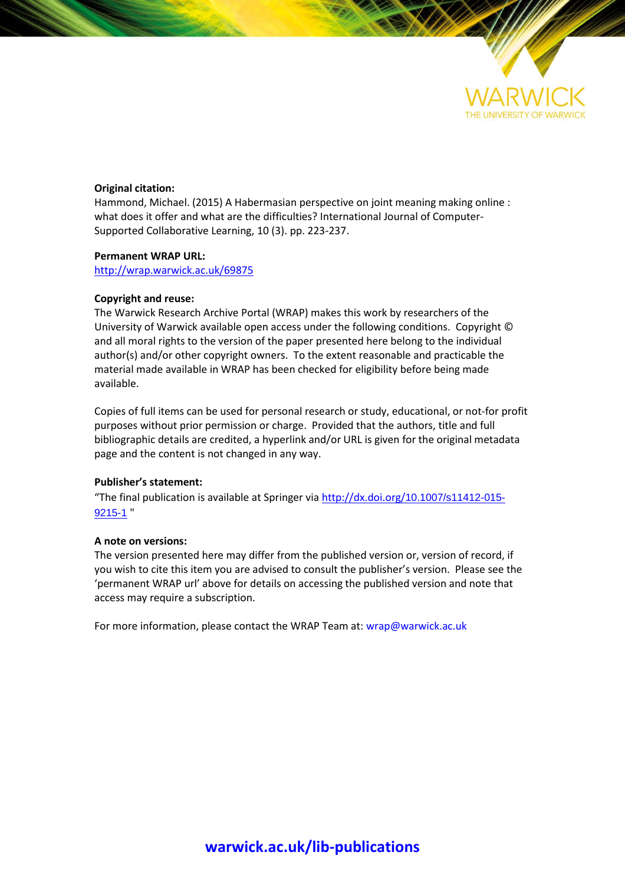WARWICK
THE UNIVERSITY OF WARWICK

**Original citation:**
Hammond, Michael. (2015) A Habermasian perspective on joint meaning making online : what does it offer and what are the difficulties? International Journal of Computer-Supported Collaborative Learning, 10 (3). pp. 223-237.

**Permanent WRAP URL:**
http://wrap.warwick.ac.uk/69875

**Copyright and reuse:**
The Warwick Research Archive Portal (WRAP) makes this work by researchers of the University of Warwick available open access under the following conditions. Copyright © and all moral rights to the version of the paper presented here belong to the individual author(s) and/or other copyright owners. To the extent reasonable and practicable the material made available in WRAP has been checked for eligibility before being made available.

Copies of full items can be used for personal research or study, educational, or not-for profit purposes without prior permission or charge. Provided that the authors, title and full bibliographic details are credited, a hyperlink and/or URL is given for the original metadata page and the content is not changed in any way.

**Publisher's statement:**
"The final publication is available at Springer via http://dx.doi.org/10.1007/s11412-015-9215-1 "

**A note on versions:**
The version presented here may differ from the published version or, version of record, if you wish to cite this item you are advised to consult the publisher's version. Please see the 'permanent WRAP url' above for details on accessing the published version and note that access may require a subscription.

For more information, please contact the WRAP Team at: wrap@warwick.ac.uk

**warwick.ac.uk/lib-publications**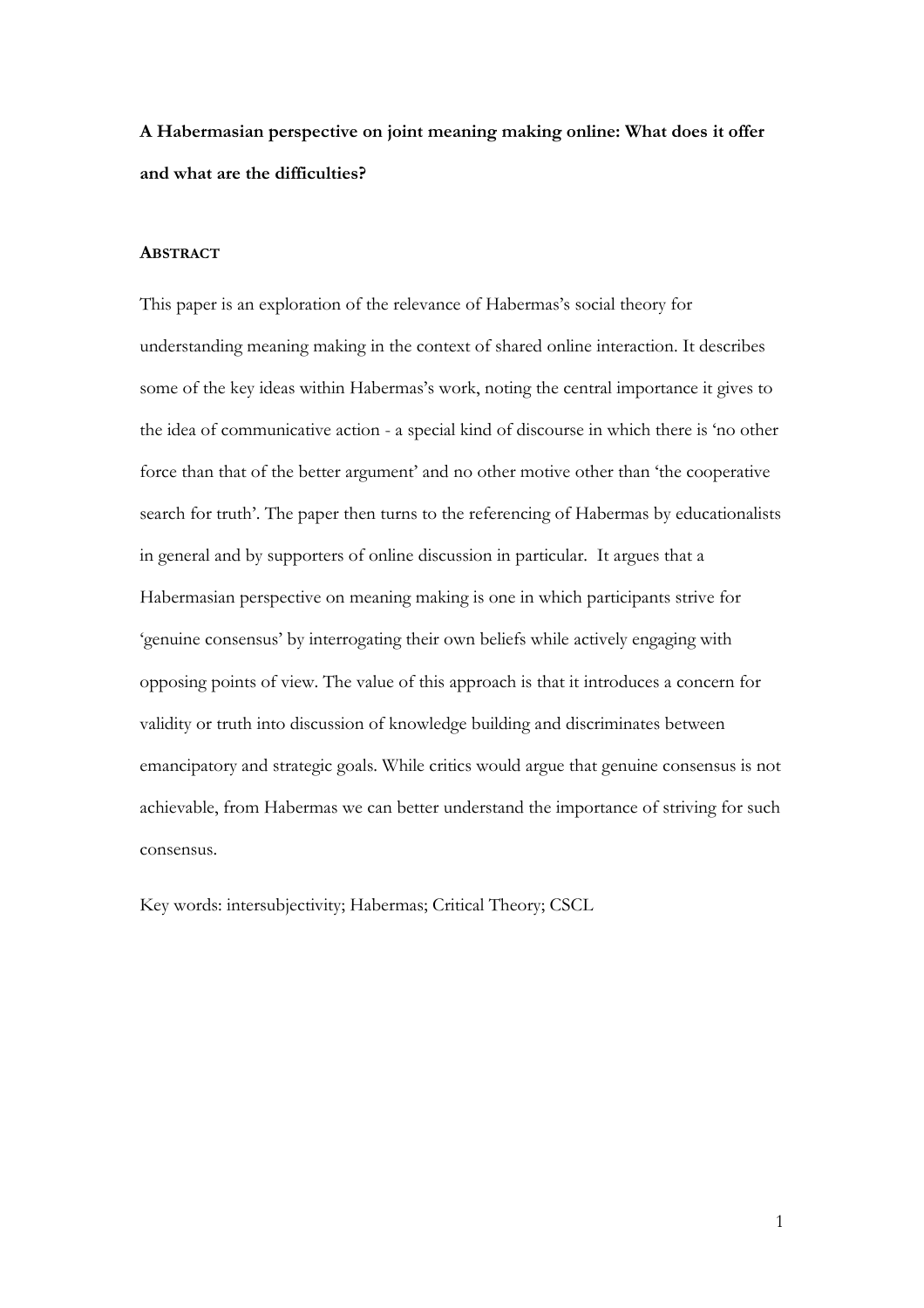**A Habermasian perspective on joint meaning making online: What does it offer and what are the difficulties?**

## ABSTRACT

This paper is an exploration of the relevance of Habermas's social theory for understanding meaning making in the context of shared online interaction. It describes some of the key ideas within Habermas's work, noting the central importance it gives to the idea of communicative action - a special kind of discourse in which there is 'no other force than that of the better argument' and no other motive other than 'the cooperative search for truth'. The paper then turns to the referencing of Habermas by educationalists in general and by supporters of online discussion in particular. It argues that a Habermasian perspective on meaning making is one in which participants strive for 'genuine consensus' by interrogating their own beliefs while actively engaging with opposing points of view. The value of this approach is that it introduces a concern for validity or truth into discussion of knowledge building and discriminates between emancipatory and strategic goals. While critics would argue that genuine consensus is not achievable, from Habermas we can better understand the importance of striving for such consensus.

Key words: intersubjectivity; Habermas; Critical Theory; CSCL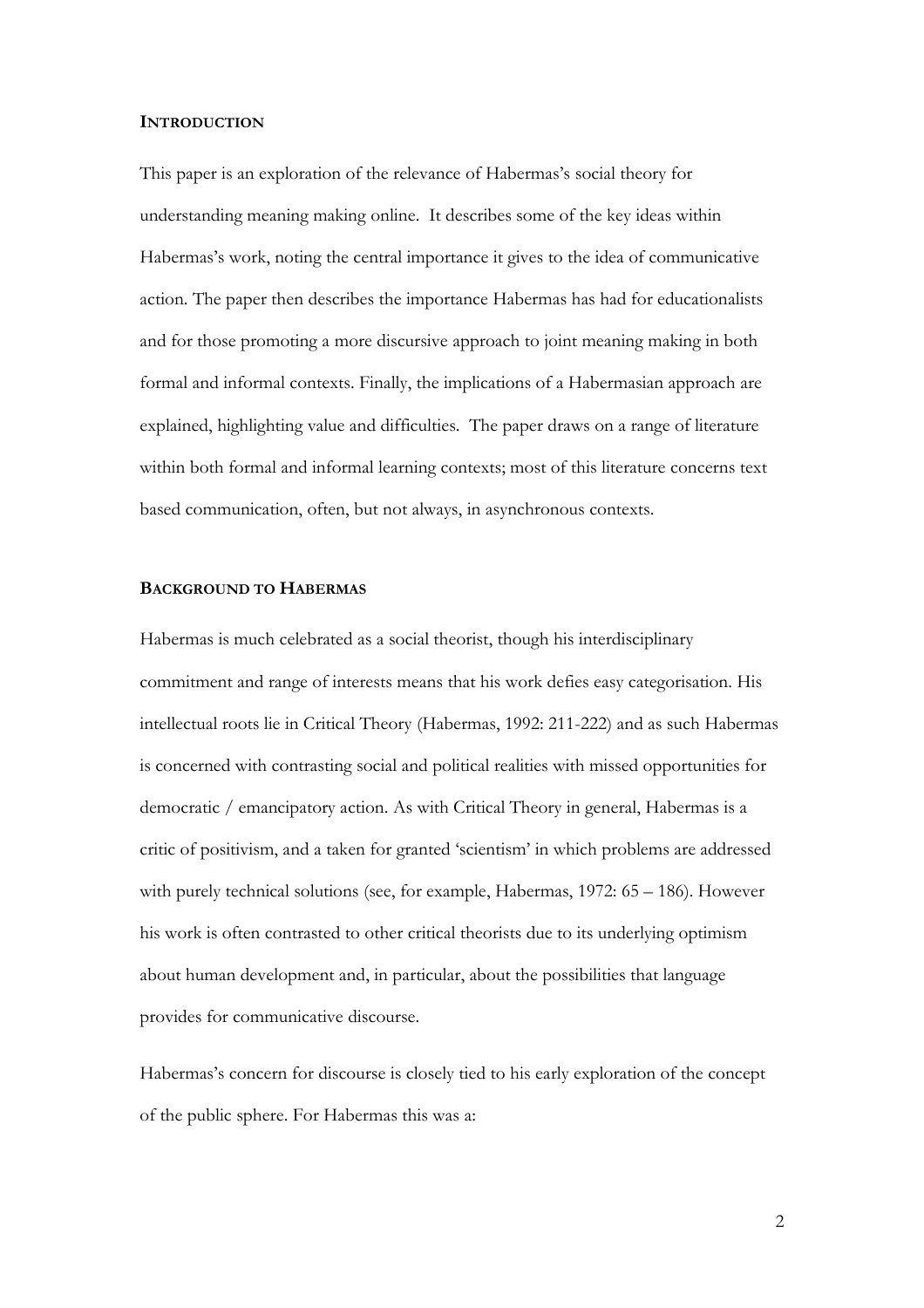## INTRODUCTION

This paper is an exploration of the relevance of Habermas's social theory for understanding meaning making online. It describes some of the key ideas within Habermas's work, noting the central importance it gives to the idea of communicative action. The paper then describes the importance Habermas has had for educationalists and for those promoting a more discursive approach to joint meaning making in both formal and informal contexts. Finally, the implications of a Habermasian approach are explained, highlighting value and difficulties. The paper draws on a range of literature within both formal and informal learning contexts; most of this literature concerns text based communication, often, but not always, in asynchronous contexts.

## BACKGROUND TO HABERMAS

Habermas is much celebrated as a social theorist, though his interdisciplinary commitment and range of interests means that his work defies easy categorisation. His intellectual roots lie in Critical Theory (Habermas, 1992: 211-222) and as such Habermas is concerned with contrasting social and political realities with missed opportunities for democratic / emancipatory action. As with Critical Theory in general, Habermas is a critic of positivism, and a taken for granted 'scientism' in which problems are addressed with purely technical solutions (see, for example, Habermas, 1972: 65 – 186). However his work is often contrasted to other critical theorists due to its underlying optimism about human development and, in particular, about the possibilities that language provides for communicative discourse.

Habermas's concern for discourse is closely tied to his early exploration of the concept of the public sphere. For Habermas this was a: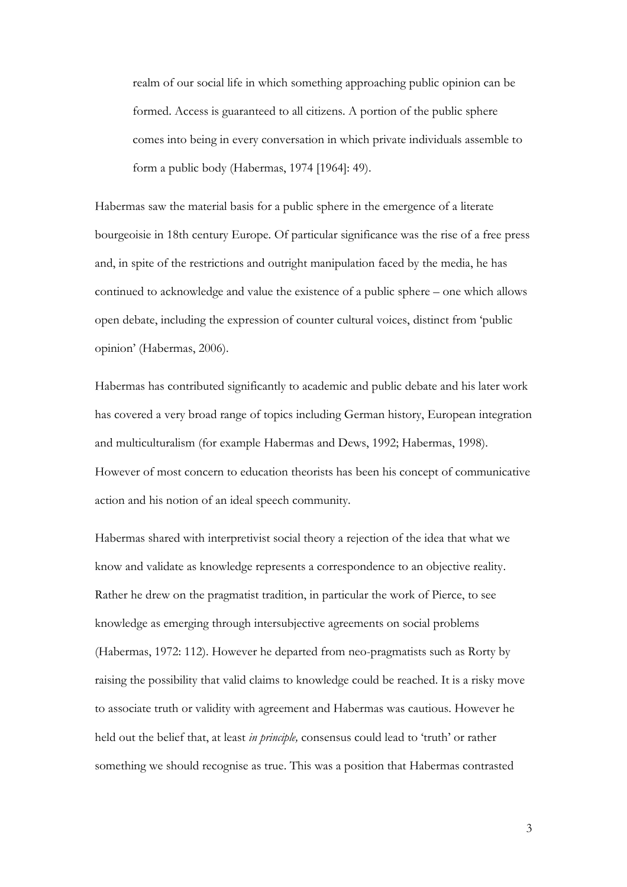> realm of our social life in which something approaching public opinion can be formed. Access is guaranteed to all citizens. A portion of the public sphere comes into being in every conversation in which private individuals assemble to form a public body (Habermas, 1974 [1964]: 49).

Habermas saw the material basis for a public sphere in the emergence of a literate bourgeoisie in 18th century Europe. Of particular significance was the rise of a free press and, in spite of the restrictions and outright manipulation faced by the media, he has continued to acknowledge and value the existence of a public sphere – one which allows open debate, including the expression of counter cultural voices, distinct from 'public opinion' (Habermas, 2006).

Habermas has contributed significantly to academic and public debate and his later work has covered a very broad range of topics including German history, European integration and multiculturalism (for example Habermas and Dews, 1992; Habermas, 1998). However of most concern to education theorists has been his concept of communicative action and his notion of an ideal speech community.

Habermas shared with interpretivist social theory a rejection of the idea that what we know and validate as knowledge represents a correspondence to an objective reality. Rather he drew on the pragmatist tradition, in particular the work of Pierce, to see knowledge as emerging through intersubjective agreements on social problems (Habermas, 1972: 112). However he departed from neo-pragmatists such as Rorty by raising the possibility that valid claims to knowledge could be reached. It is a risky move to associate truth or validity with agreement and Habermas was cautious. However he held out the belief that, at least *in principle,* consensus could lead to 'truth' or rather something we should recognise as true. This was a position that Habermas contrasted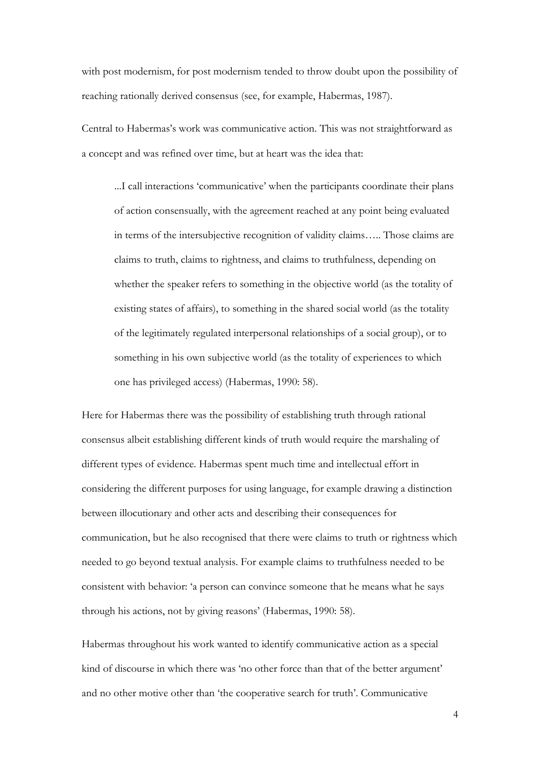with post modernism, for post modernism tended to throw doubt upon the possibility of reaching rationally derived consensus (see, for example, Habermas, 1987).

Central to Habermas's work was communicative action. This was not straightforward as a concept and was refined over time, but at heart was the idea that:

> ...I call interactions 'communicative' when the participants coordinate their plans of action consensually, with the agreement reached at any point being evaluated in terms of the intersubjective recognition of validity claims….. Those claims are claims to truth, claims to rightness, and claims to truthfulness, depending on whether the speaker refers to something in the objective world (as the totality of existing states of affairs), to something in the shared social world (as the totality of the legitimately regulated interpersonal relationships of a social group), or to something in his own subjective world (as the totality of experiences to which one has privileged access) (Habermas, 1990: 58).

Here for Habermas there was the possibility of establishing truth through rational consensus albeit establishing different kinds of truth would require the marshaling of different types of evidence. Habermas spent much time and intellectual effort in considering the different purposes for using language, for example drawing a distinction between illocutionary and other acts and describing their consequences for communication, but he also recognised that there were claims to truth or rightness which needed to go beyond textual analysis. For example claims to truthfulness needed to be consistent with behavior: 'a person can convince someone that he means what he says through his actions, not by giving reasons' (Habermas, 1990: 58).

Habermas throughout his work wanted to identify communicative action as a special kind of discourse in which there was 'no other force than that of the better argument' and no other motive other than 'the cooperative search for truth'. Communicative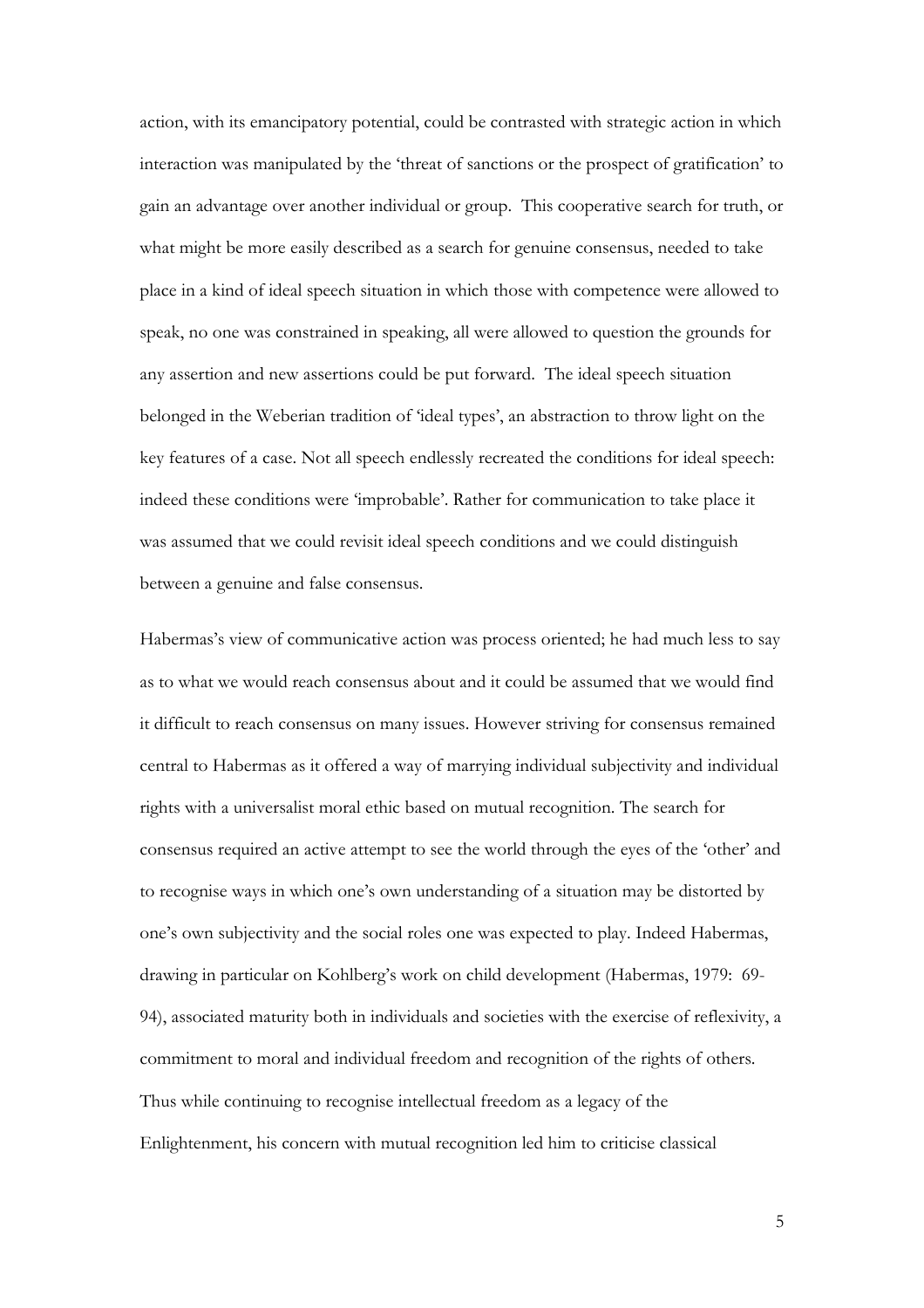action, with its emancipatory potential, could be contrasted with strategic action in which interaction was manipulated by the 'threat of sanctions or the prospect of gratification' to gain an advantage over another individual or group. This cooperative search for truth, or what might be more easily described as a search for genuine consensus, needed to take place in a kind of ideal speech situation in which those with competence were allowed to speak, no one was constrained in speaking, all were allowed to question the grounds for any assertion and new assertions could be put forward. The ideal speech situation belonged in the Weberian tradition of 'ideal types', an abstraction to throw light on the key features of a case. Not all speech endlessly recreated the conditions for ideal speech: indeed these conditions were 'improbable'. Rather for communication to take place it was assumed that we could revisit ideal speech conditions and we could distinguish between a genuine and false consensus.

Habermas's view of communicative action was process oriented; he had much less to say as to what we would reach consensus about and it could be assumed that we would find it difficult to reach consensus on many issues. However striving for consensus remained central to Habermas as it offered a way of marrying individual subjectivity and individual rights with a universalist moral ethic based on mutual recognition. The search for consensus required an active attempt to see the world through the eyes of the 'other' and to recognise ways in which one's own understanding of a situation may be distorted by one's own subjectivity and the social roles one was expected to play. Indeed Habermas, drawing in particular on Kohlberg's work on child development (Habermas, 1979: 69-94), associated maturity both in individuals and societies with the exercise of reflexivity, a commitment to moral and individual freedom and recognition of the rights of others. Thus while continuing to recognise intellectual freedom as a legacy of the Enlightenment, his concern with mutual recognition led him to criticise classical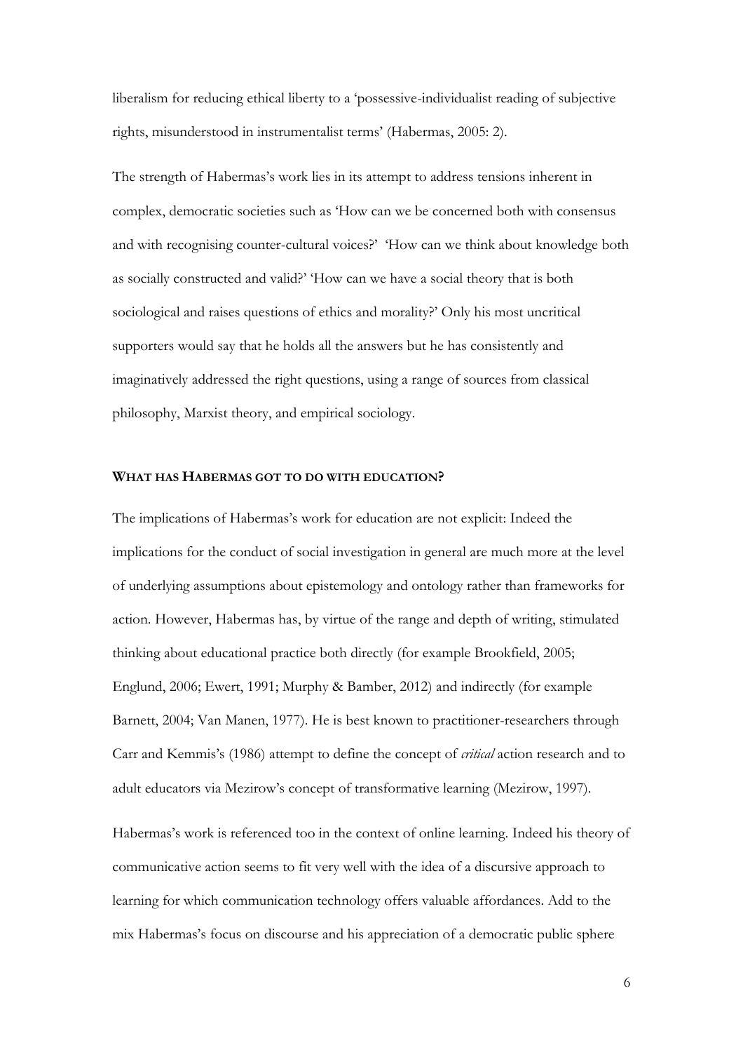liberalism for reducing ethical liberty to a 'possessive-individualist reading of subjective rights, misunderstood in instrumentalist terms' (Habermas, 2005: 2).

The strength of Habermas's work lies in its attempt to address tensions inherent in complex, democratic societies such as 'How can we be concerned both with consensus and with recognising counter-cultural voices?' 'How can we think about knowledge both as socially constructed and valid?' 'How can we have a social theory that is both sociological and raises questions of ethics and morality?' Only his most uncritical supporters would say that he holds all the answers but he has consistently and imaginatively addressed the right questions, using a range of sources from classical philosophy, Marxist theory, and empirical sociology.

## WHAT HAS HABERMAS GOT TO DO WITH EDUCATION?

The implications of Habermas's work for education are not explicit: Indeed the implications for the conduct of social investigation in general are much more at the level of underlying assumptions about epistemology and ontology rather than frameworks for action. However, Habermas has, by virtue of the range and depth of writing, stimulated thinking about educational practice both directly (for example Brookfield, 2005; Englund, 2006; Ewert, 1991; Murphy & Bamber, 2012) and indirectly (for example Barnett, 2004; Van Manen, 1977). He is best known to practitioner-researchers through Carr and Kemmis's (1986) attempt to define the concept of *critical* action research and to adult educators via Mezirow's concept of transformative learning (Mezirow, 1997).

Habermas's work is referenced too in the context of online learning. Indeed his theory of communicative action seems to fit very well with the idea of a discursive approach to learning for which communication technology offers valuable affordances. Add to the mix Habermas's focus on discourse and his appreciation of a democratic public sphere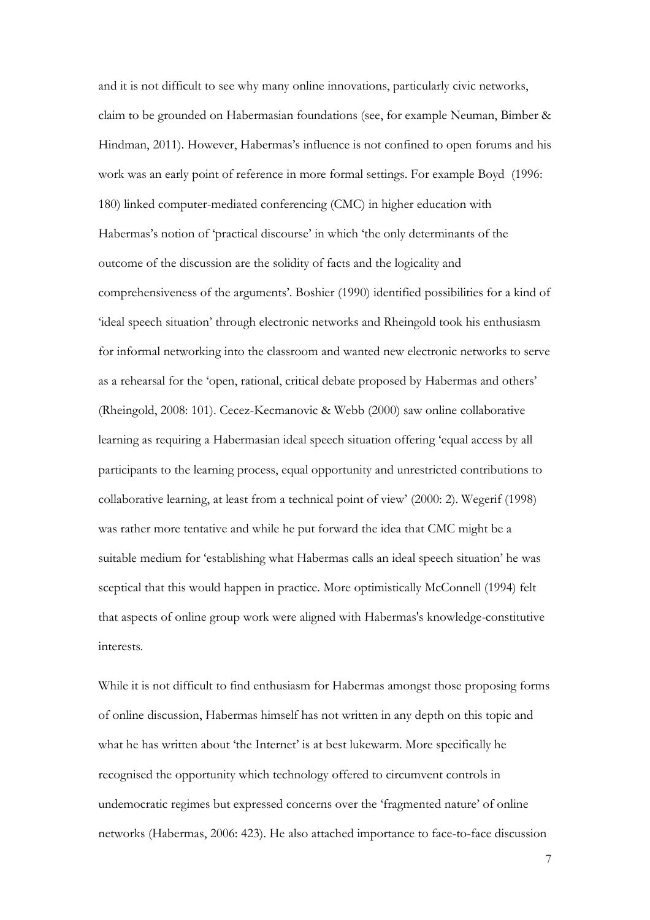and it is not difficult to see why many online innovations, particularly civic networks, claim to be grounded on Habermasian foundations (see, for example Neuman, Bimber & Hindman, 2011). However, Habermas's influence is not confined to open forums and his work was an early point of reference in more formal settings. For example Boyd (1996: 180) linked computer-mediated conferencing (CMC) in higher education with Habermas's notion of 'practical discourse' in which 'the only determinants of the outcome of the discussion are the solidity of facts and the logicality and comprehensiveness of the arguments'. Boshier (1990) identified possibilities for a kind of 'ideal speech situation' through electronic networks and Rheingold took his enthusiasm for informal networking into the classroom and wanted new electronic networks to serve as a rehearsal for the 'open, rational, critical debate proposed by Habermas and others' (Rheingold, 2008: 101). Cecez-Kecmanovic & Webb (2000) saw online collaborative learning as requiring a Habermasian ideal speech situation offering 'equal access by all participants to the learning process, equal opportunity and unrestricted contributions to collaborative learning, at least from a technical point of view' (2000: 2). Wegerif (1998) was rather more tentative and while he put forward the idea that CMC might be a suitable medium for 'establishing what Habermas calls an ideal speech situation' he was sceptical that this would happen in practice. More optimistically McConnell (1994) felt that aspects of online group work were aligned with Habermas's knowledge-constitutive interests.

While it is not difficult to find enthusiasm for Habermas amongst those proposing forms of online discussion, Habermas himself has not written in any depth on this topic and what he has written about 'the Internet' is at best lukewarm. More specifically he recognised the opportunity which technology offered to circumvent controls in undemocratic regimes but expressed concerns over the 'fragmented nature' of online networks (Habermas, 2006: 423). He also attached importance to face-to-face discussion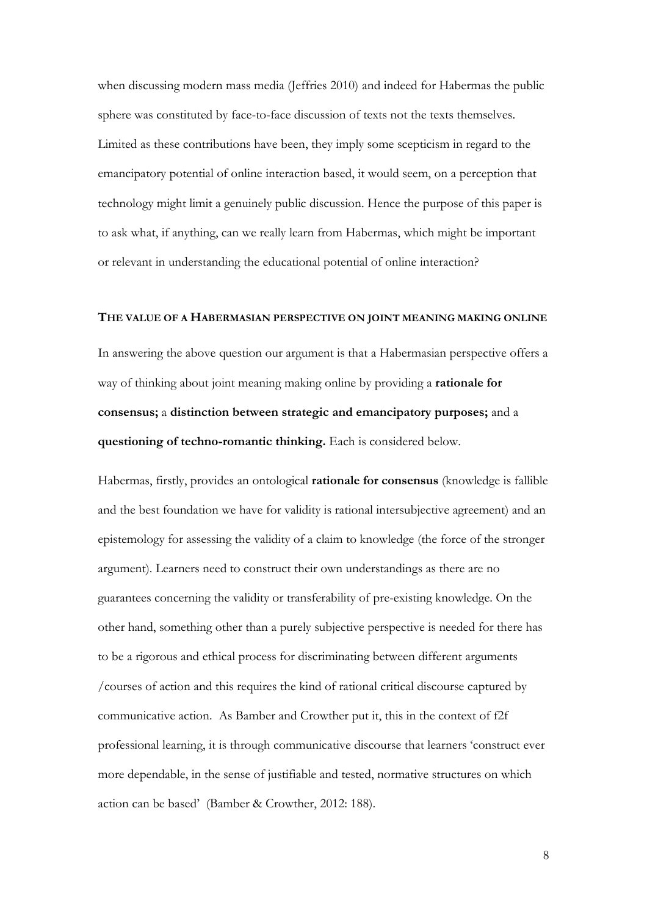when discussing modern mass media (Jeffries 2010) and indeed for Habermas the public sphere was constituted by face-to-face discussion of texts not the texts themselves. Limited as these contributions have been, they imply some scepticism in regard to the emancipatory potential of online interaction based, it would seem, on a perception that technology might limit a genuinely public discussion. Hence the purpose of this paper is to ask what, if anything, can we really learn from Habermas, which might be important or relevant in understanding the educational potential of online interaction?

## THE VALUE OF A HABERMASIAN PERSPECTIVE ON JOINT MEANING MAKING ONLINE

In answering the above question our argument is that a Habermasian perspective offers a way of thinking about joint meaning making online by providing a **rationale for consensus;** a **distinction between strategic and emancipatory purposes;** and a **questioning of techno-romantic thinking.** Each is considered below.

Habermas, firstly, provides an ontological **rationale for consensus** (knowledge is fallible and the best foundation we have for validity is rational intersubjective agreement) and an epistemology for assessing the validity of a claim to knowledge (the force of the stronger argument). Learners need to construct their own understandings as there are no guarantees concerning the validity or transferability of pre-existing knowledge. On the other hand, something other than a purely subjective perspective is needed for there has to be a rigorous and ethical process for discriminating between different arguments /courses of action and this requires the kind of rational critical discourse captured by communicative action. As Bamber and Crowther put it, this in the context of f2f professional learning, it is through communicative discourse that learners 'construct ever more dependable, in the sense of justifiable and tested, normative structures on which action can be based' (Bamber & Crowther, 2012: 188).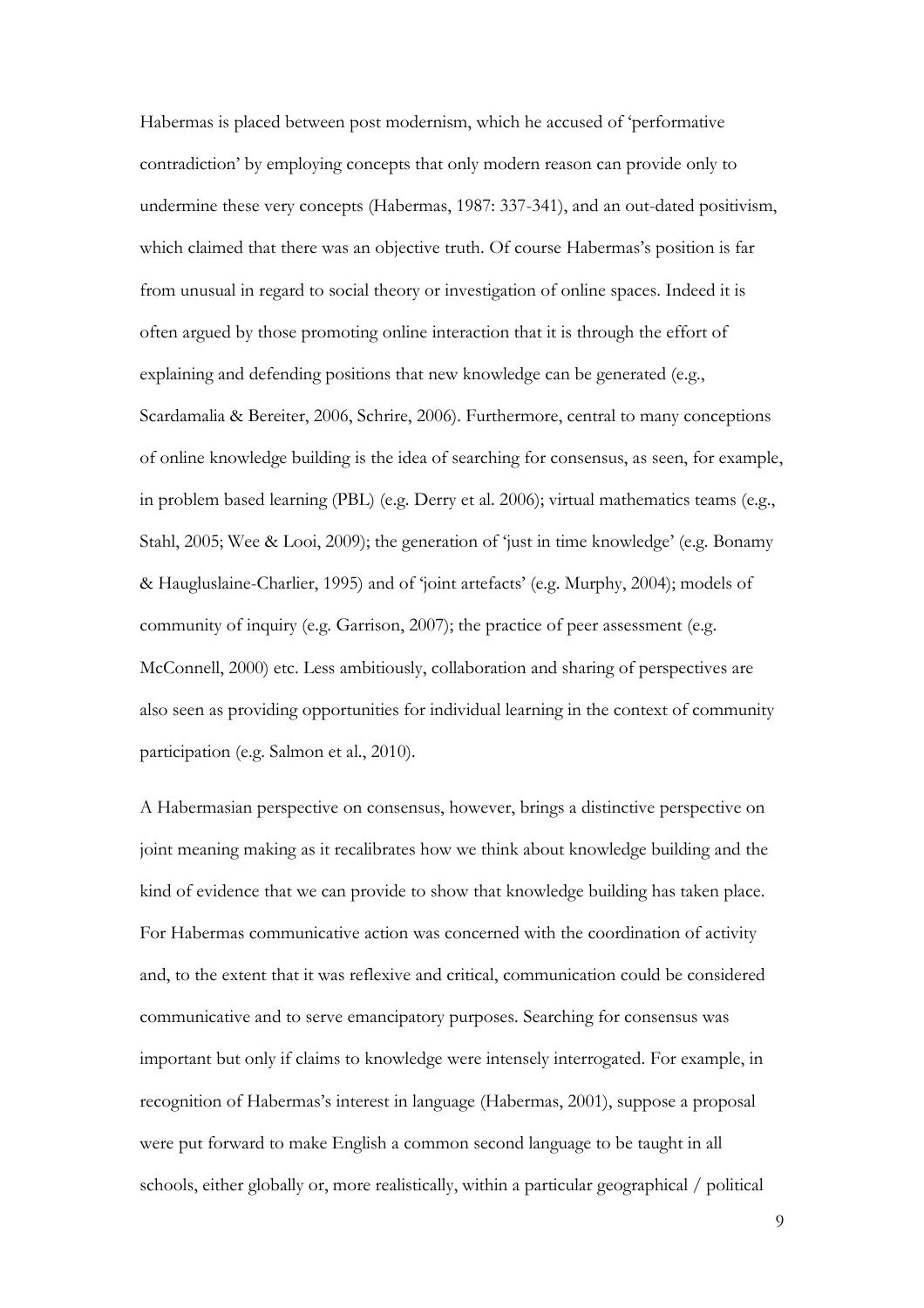Habermas is placed between post modernism, which he accused of 'performative contradiction' by employing concepts that only modern reason can provide only to undermine these very concepts (Habermas, 1987: 337-341), and an out-dated positivism, which claimed that there was an objective truth. Of course Habermas's position is far from unusual in regard to social theory or investigation of online spaces. Indeed it is often argued by those promoting online interaction that it is through the effort of explaining and defending positions that new knowledge can be generated (e.g., Scardamalia & Bereiter, 2006, Schrire, 2006). Furthermore, central to many conceptions of online knowledge building is the idea of searching for consensus, as seen, for example, in problem based learning (PBL) (e.g. Derry et al. 2006); virtual mathematics teams (e.g., Stahl, 2005; Wee & Looi, 2009); the generation of 'just in time knowledge' (e.g. Bonamy & Haugluslaine-Charlier, 1995) and of 'joint artefacts' (e.g. Murphy, 2004); models of community of inquiry (e.g. Garrison, 2007); the practice of peer assessment (e.g. McConnell, 2000) etc. Less ambitiously, collaboration and sharing of perspectives are also seen as providing opportunities for individual learning in the context of community participation (e.g. Salmon et al., 2010).

A Habermasian perspective on consensus, however, brings a distinctive perspective on joint meaning making as it recalibrates how we think about knowledge building and the kind of evidence that we can provide to show that knowledge building has taken place. For Habermas communicative action was concerned with the coordination of activity and, to the extent that it was reflexive and critical, communication could be considered communicative and to serve emancipatory purposes. Searching for consensus was important but only if claims to knowledge were intensely interrogated. For example, in recognition of Habermas's interest in language (Habermas, 2001), suppose a proposal were put forward to make English a common second language to be taught in all schools, either globally or, more realistically, within a particular geographical / political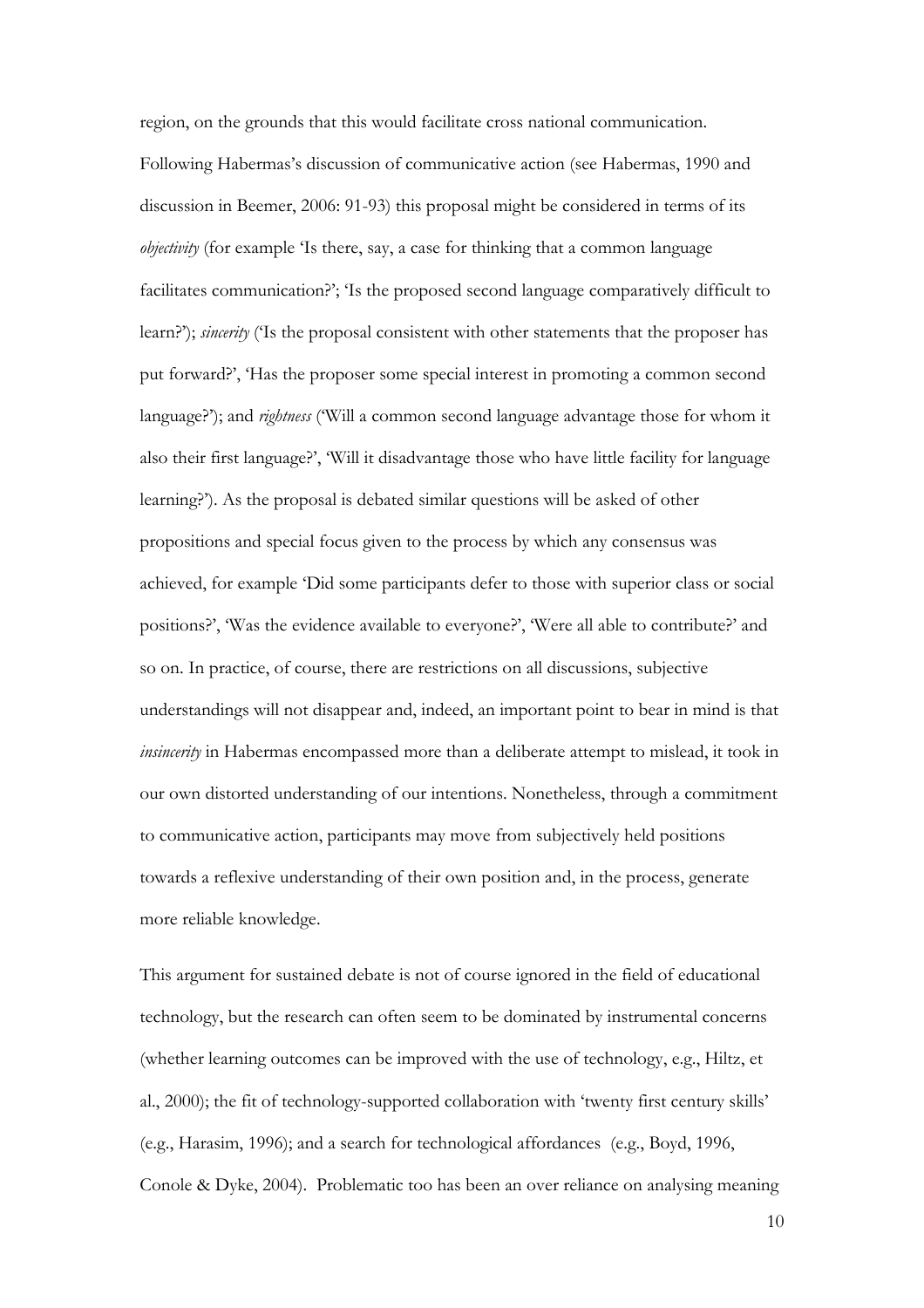region, on the grounds that this would facilitate cross national communication. Following Habermas's discussion of communicative action (see Habermas, 1990 and discussion in Beemer, 2006: 91-93) this proposal might be considered in terms of its *objectivity* (for example 'Is there, say, a case for thinking that a common language facilitates communication?'; 'Is the proposed second language comparatively difficult to learn?'); *sincerity* ('Is the proposal consistent with other statements that the proposer has put forward?', 'Has the proposer some special interest in promoting a common second language?'); and *rightness* ('Will a common second language advantage those for whom it also their first language?', 'Will it disadvantage those who have little facility for language learning?'). As the proposal is debated similar questions will be asked of other propositions and special focus given to the process by which any consensus was achieved, for example 'Did some participants defer to those with superior class or social positions?', 'Was the evidence available to everyone?', 'Were all able to contribute?' and so on. In practice, of course, there are restrictions on all discussions, subjective understandings will not disappear and, indeed, an important point to bear in mind is that *insincerity* in Habermas encompassed more than a deliberate attempt to mislead, it took in our own distorted understanding of our intentions. Nonetheless, through a commitment to communicative action, participants may move from subjectively held positions towards a reflexive understanding of their own position and, in the process, generate more reliable knowledge.

This argument for sustained debate is not of course ignored in the field of educational technology, but the research can often seem to be dominated by instrumental concerns (whether learning outcomes can be improved with the use of technology, e.g., Hiltz, et al., 2000); the fit of technology-supported collaboration with 'twenty first century skills' (e.g., Harasim, 1996); and a search for technological affordances (e.g., Boyd, 1996, Conole & Dyke, 2004). Problematic too has been an over reliance on analysing meaning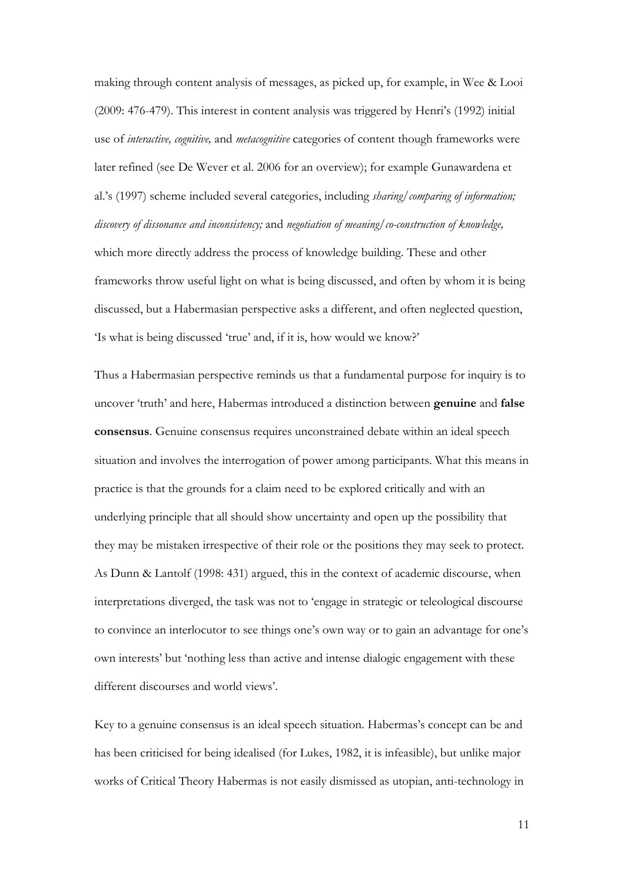making through content analysis of messages, as picked up, for example, in Wee & Looi (2009: 476-479). This interest in content analysis was triggered by Henri's (1992) initial use of *interactive, cognitive,* and *metacognitive* categories of content though frameworks were later refined (see De Wever et al. 2006 for an overview); for example Gunawardena et al.'s (1997) scheme included several categories, including *sharing/comparing of information; discovery of dissonance and inconsistency;* and *negotiation of meaning/co-construction of knowledge,* which more directly address the process of knowledge building. These and other frameworks throw useful light on what is being discussed, and often by whom it is being discussed, but a Habermasian perspective asks a different, and often neglected question, 'Is what is being discussed 'true' and, if it is, how would we know?'

Thus a Habermasian perspective reminds us that a fundamental purpose for inquiry is to uncover 'truth' and here, Habermas introduced a distinction between **genuine** and **false consensus**. Genuine consensus requires unconstrained debate within an ideal speech situation and involves the interrogation of power among participants. What this means in practice is that the grounds for a claim need to be explored critically and with an underlying principle that all should show uncertainty and open up the possibility that they may be mistaken irrespective of their role or the positions they may seek to protect. As Dunn & Lantolf (1998: 431) argued, this in the context of academic discourse, when interpretations diverged, the task was not to 'engage in strategic or teleological discourse to convince an interlocutor to see things one's own way or to gain an advantage for one's own interests' but 'nothing less than active and intense dialogic engagement with these different discourses and world views'.

Key to a genuine consensus is an ideal speech situation. Habermas's concept can be and has been criticised for being idealised (for Lukes, 1982, it is infeasible), but unlike major works of Critical Theory Habermas is not easily dismissed as utopian, anti-technology in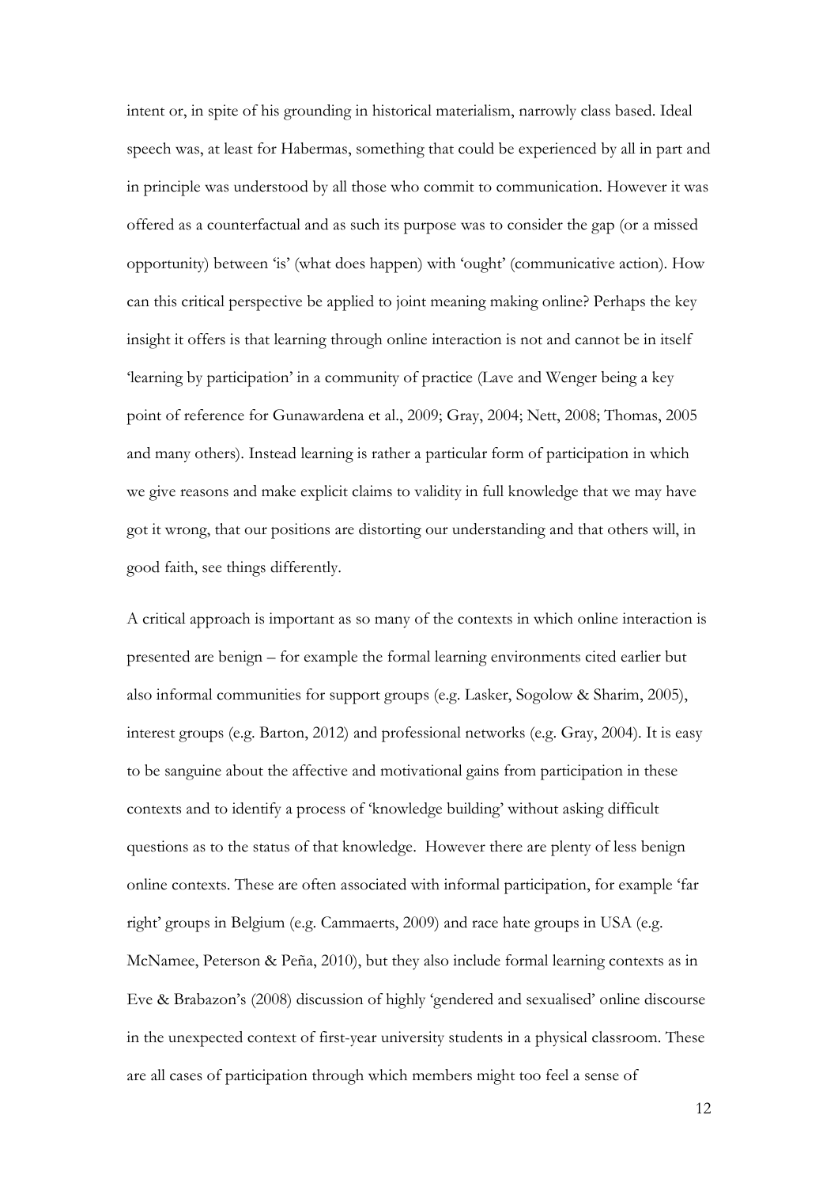intent or, in spite of his grounding in historical materialism, narrowly class based. Ideal speech was, at least for Habermas, something that could be experienced by all in part and in principle was understood by all those who commit to communication. However it was offered as a counterfactual and as such its purpose was to consider the gap (or a missed opportunity) between 'is' (what does happen) with 'ought' (communicative action). How can this critical perspective be applied to joint meaning making online? Perhaps the key insight it offers is that learning through online interaction is not and cannot be in itself 'learning by participation' in a community of practice (Lave and Wenger being a key point of reference for Gunawardena et al., 2009; Gray, 2004; Nett, 2008; Thomas, 2005 and many others). Instead learning is rather a particular form of participation in which we give reasons and make explicit claims to validity in full knowledge that we may have got it wrong, that our positions are distorting our understanding and that others will, in good faith, see things differently.

A critical approach is important as so many of the contexts in which online interaction is presented are benign – for example the formal learning environments cited earlier but also informal communities for support groups (e.g. Lasker, Sogolow & Sharim, 2005), interest groups (e.g. Barton, 2012) and professional networks (e.g. Gray, 2004). It is easy to be sanguine about the affective and motivational gains from participation in these contexts and to identify a process of 'knowledge building' without asking difficult questions as to the status of that knowledge. However there are plenty of less benign online contexts. These are often associated with informal participation, for example 'far right' groups in Belgium (e.g. Cammaerts, 2009) and race hate groups in USA (e.g. McNamee, Peterson & Peña, 2010), but they also include formal learning contexts as in Eve & Brabazon's (2008) discussion of highly 'gendered and sexualised' online discourse in the unexpected context of first-year university students in a physical classroom. These are all cases of participation through which members might too feel a sense of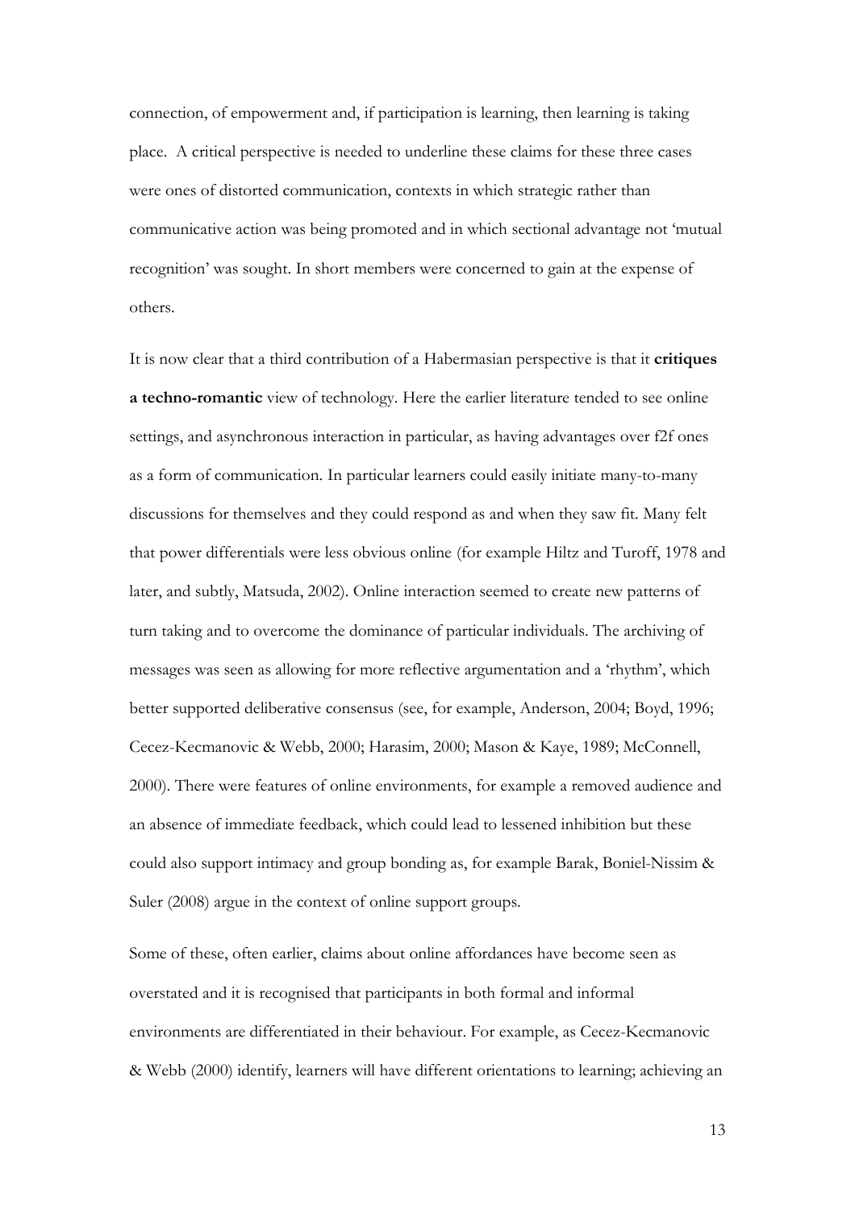connection, of empowerment and, if participation is learning, then learning is taking place. A critical perspective is needed to underline these claims for these three cases were ones of distorted communication, contexts in which strategic rather than communicative action was being promoted and in which sectional advantage not 'mutual recognition' was sought. In short members were concerned to gain at the expense of others.

It is now clear that a third contribution of a Habermasian perspective is that it **critiques a techno-romantic** view of technology. Here the earlier literature tended to see online settings, and asynchronous interaction in particular, as having advantages over f2f ones as a form of communication. In particular learners could easily initiate many-to-many discussions for themselves and they could respond as and when they saw fit. Many felt that power differentials were less obvious online (for example Hiltz and Turoff, 1978 and later, and subtly, Matsuda, 2002). Online interaction seemed to create new patterns of turn taking and to overcome the dominance of particular individuals. The archiving of messages was seen as allowing for more reflective argumentation and a 'rhythm', which better supported deliberative consensus (see, for example, Anderson, 2004; Boyd, 1996; Cecez-Kecmanovic & Webb, 2000; Harasim, 2000; Mason & Kaye, 1989; McConnell, 2000). There were features of online environments, for example a removed audience and an absence of immediate feedback, which could lead to lessened inhibition but these could also support intimacy and group bonding as, for example Barak, Boniel-Nissim & Suler (2008) argue in the context of online support groups.

Some of these, often earlier, claims about online affordances have become seen as overstated and it is recognised that participants in both formal and informal environments are differentiated in their behaviour. For example, as Cecez-Kecmanovic & Webb (2000) identify, learners will have different orientations to learning; achieving an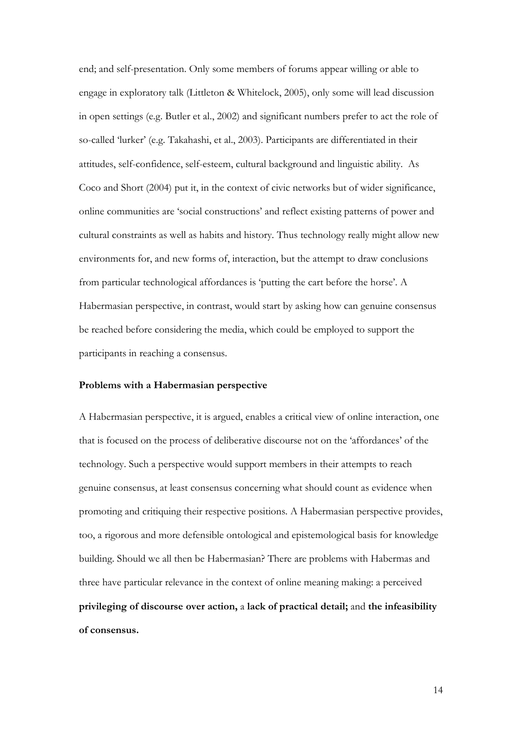end; and self-presentation. Only some members of forums appear willing or able to engage in exploratory talk (Littleton & Whitelock, 2005), only some will lead discussion in open settings (e.g. Butler et al., 2002) and significant numbers prefer to act the role of so-called 'lurker' (e.g. Takahashi, et al., 2003). Participants are differentiated in their attitudes, self-confidence, self-esteem, cultural background and linguistic ability. As Coco and Short (2004) put it, in the context of civic networks but of wider significance, online communities are 'social constructions' and reflect existing patterns of power and cultural constraints as well as habits and history. Thus technology really might allow new environments for, and new forms of, interaction, but the attempt to draw conclusions from particular technological affordances is 'putting the cart before the horse'. A Habermasian perspective, in contrast, would start by asking how can genuine consensus be reached before considering the media, which could be employed to support the participants in reaching a consensus.

**Problems with a Habermasian perspective**

A Habermasian perspective, it is argued, enables a critical view of online interaction, one that is focused on the process of deliberative discourse not on the 'affordances' of the technology. Such a perspective would support members in their attempts to reach genuine consensus, at least consensus concerning what should count as evidence when promoting and critiquing their respective positions. A Habermasian perspective provides, too, a rigorous and more defensible ontological and epistemological basis for knowledge building. Should we all then be Habermasian? There are problems with Habermas and three have particular relevance in the context of online meaning making: a perceived **privileging of discourse over action,** a **lack of practical detail;** and **the infeasibility of consensus.**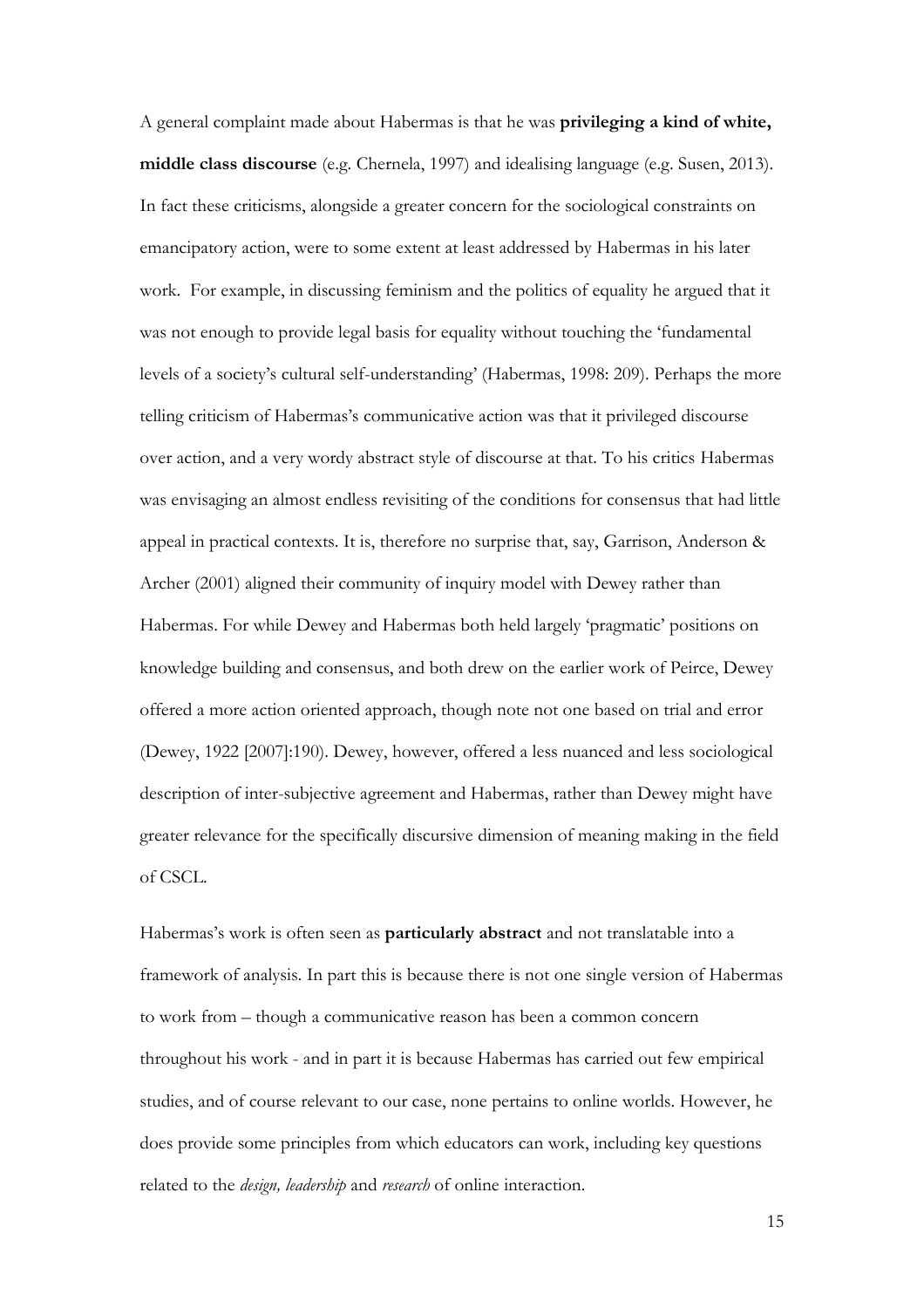A general complaint made about Habermas is that he was **privileging a kind of white, middle class discourse** (e.g. Chernela, 1997) and idealising language (e.g. Susen, 2013). In fact these criticisms, alongside a greater concern for the sociological constraints on emancipatory action, were to some extent at least addressed by Habermas in his later work. For example, in discussing feminism and the politics of equality he argued that it was not enough to provide legal basis for equality without touching the 'fundamental levels of a society's cultural self-understanding' (Habermas, 1998: 209). Perhaps the more telling criticism of Habermas's communicative action was that it privileged discourse over action, and a very wordy abstract style of discourse at that. To his critics Habermas was envisaging an almost endless revisiting of the conditions for consensus that had little appeal in practical contexts. It is, therefore no surprise that, say, Garrison, Anderson & Archer (2001) aligned their community of inquiry model with Dewey rather than Habermas. For while Dewey and Habermas both held largely 'pragmatic' positions on knowledge building and consensus, and both drew on the earlier work of Peirce, Dewey offered a more action oriented approach, though note not one based on trial and error (Dewey, 1922 [2007]:190). Dewey, however, offered a less nuanced and less sociological description of inter-subjective agreement and Habermas, rather than Dewey might have greater relevance for the specifically discursive dimension of meaning making in the field of CSCL.

Habermas's work is often seen as **particularly abstract** and not translatable into a framework of analysis. In part this is because there is not one single version of Habermas to work from – though a communicative reason has been a common concern throughout his work - and in part it is because Habermas has carried out few empirical studies, and of course relevant to our case, none pertains to online worlds. However, he does provide some principles from which educators can work, including key questions related to the *design, leadership* and *research* of online interaction.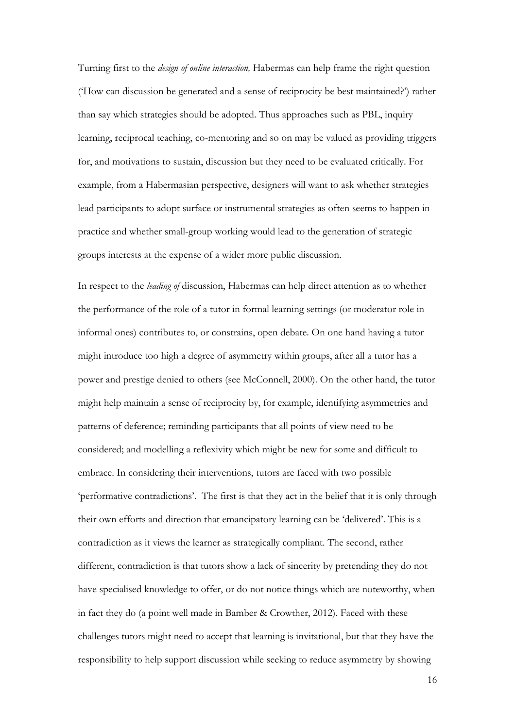Turning first to the *design of online interaction,* Habermas can help frame the right question ('How can discussion be generated and a sense of reciprocity be best maintained?') rather than say which strategies should be adopted. Thus approaches such as PBL, inquiry learning, reciprocal teaching, co-mentoring and so on may be valued as providing triggers for, and motivations to sustain, discussion but they need to be evaluated critically. For example, from a Habermasian perspective, designers will want to ask whether strategies lead participants to adopt surface or instrumental strategies as often seems to happen in practice and whether small-group working would lead to the generation of strategic groups interests at the expense of a wider more public discussion.

In respect to the *leading of* discussion, Habermas can help direct attention as to whether the performance of the role of a tutor in formal learning settings (or moderator role in informal ones) contributes to, or constrains, open debate. On one hand having a tutor might introduce too high a degree of asymmetry within groups, after all a tutor has a power and prestige denied to others (see McConnell, 2000). On the other hand, the tutor might help maintain a sense of reciprocity by, for example, identifying asymmetries and patterns of deference; reminding participants that all points of view need to be considered; and modelling a reflexivity which might be new for some and difficult to embrace. In considering their interventions, tutors are faced with two possible 'performative contradictions'. The first is that they act in the belief that it is only through their own efforts and direction that emancipatory learning can be 'delivered'. This is a contradiction as it views the learner as strategically compliant. The second, rather different, contradiction is that tutors show a lack of sincerity by pretending they do not have specialised knowledge to offer, or do not notice things which are noteworthy, when in fact they do (a point well made in Bamber & Crowther, 2012). Faced with these challenges tutors might need to accept that learning is invitational, but that they have the responsibility to help support discussion while seeking to reduce asymmetry by showing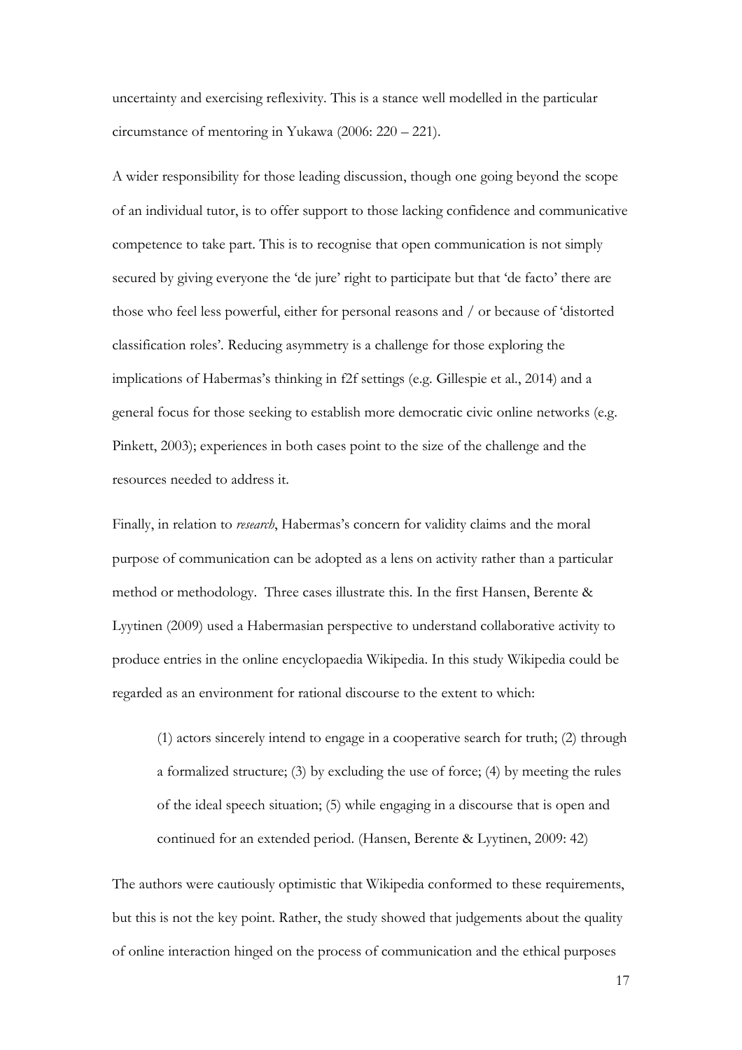uncertainty and exercising reflexivity. This is a stance well modelled in the particular circumstance of mentoring in Yukawa (2006: 220 – 221).

A wider responsibility for those leading discussion, though one going beyond the scope of an individual tutor, is to offer support to those lacking confidence and communicative competence to take part. This is to recognise that open communication is not simply secured by giving everyone the 'de jure' right to participate but that 'de facto' there are those who feel less powerful, either for personal reasons and / or because of 'distorted classification roles'. Reducing asymmetry is a challenge for those exploring the implications of Habermas's thinking in f2f settings (e.g. Gillespie et al., 2014) and a general focus for those seeking to establish more democratic civic online networks (e.g. Pinkett, 2003); experiences in both cases point to the size of the challenge and the resources needed to address it.

Finally, in relation to *research*, Habermas's concern for validity claims and the moral purpose of communication can be adopted as a lens on activity rather than a particular method or methodology. Three cases illustrate this. In the first Hansen, Berente & Lyytinen (2009) used a Habermasian perspective to understand collaborative activity to produce entries in the online encyclopaedia Wikipedia. In this study Wikipedia could be regarded as an environment for rational discourse to the extent to which:

> (1) actors sincerely intend to engage in a cooperative search for truth; (2) through a formalized structure; (3) by excluding the use of force; (4) by meeting the rules of the ideal speech situation; (5) while engaging in a discourse that is open and continued for an extended period. (Hansen, Berente & Lyytinen, 2009: 42)

The authors were cautiously optimistic that Wikipedia conformed to these requirements, but this is not the key point. Rather, the study showed that judgements about the quality of online interaction hinged on the process of communication and the ethical purposes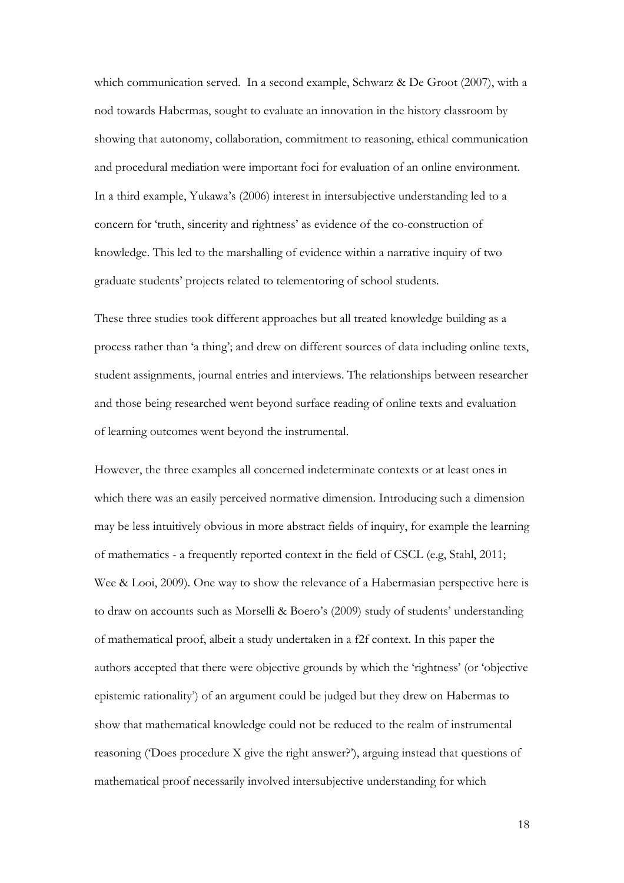which communication served. In a second example, Schwarz & De Groot (2007), with a nod towards Habermas, sought to evaluate an innovation in the history classroom by showing that autonomy, collaboration, commitment to reasoning, ethical communication and procedural mediation were important foci for evaluation of an online environment. In a third example, Yukawa's (2006) interest in intersubjective understanding led to a concern for 'truth, sincerity and rightness' as evidence of the co-construction of knowledge. This led to the marshalling of evidence within a narrative inquiry of two graduate students' projects related to telementoring of school students.

These three studies took different approaches but all treated knowledge building as a process rather than 'a thing'; and drew on different sources of data including online texts, student assignments, journal entries and interviews. The relationships between researcher and those being researched went beyond surface reading of online texts and evaluation of learning outcomes went beyond the instrumental.

However, the three examples all concerned indeterminate contexts or at least ones in which there was an easily perceived normative dimension. Introducing such a dimension may be less intuitively obvious in more abstract fields of inquiry, for example the learning of mathematics - a frequently reported context in the field of CSCL (e.g, Stahl, 2011; Wee & Looi, 2009). One way to show the relevance of a Habermasian perspective here is to draw on accounts such as Morselli & Boero's (2009) study of students' understanding of mathematical proof, albeit a study undertaken in a f2f context. In this paper the authors accepted that there were objective grounds by which the 'rightness' (or 'objective epistemic rationality') of an argument could be judged but they drew on Habermas to show that mathematical knowledge could not be reduced to the realm of instrumental reasoning ('Does procedure X give the right answer?'), arguing instead that questions of mathematical proof necessarily involved intersubjective understanding for which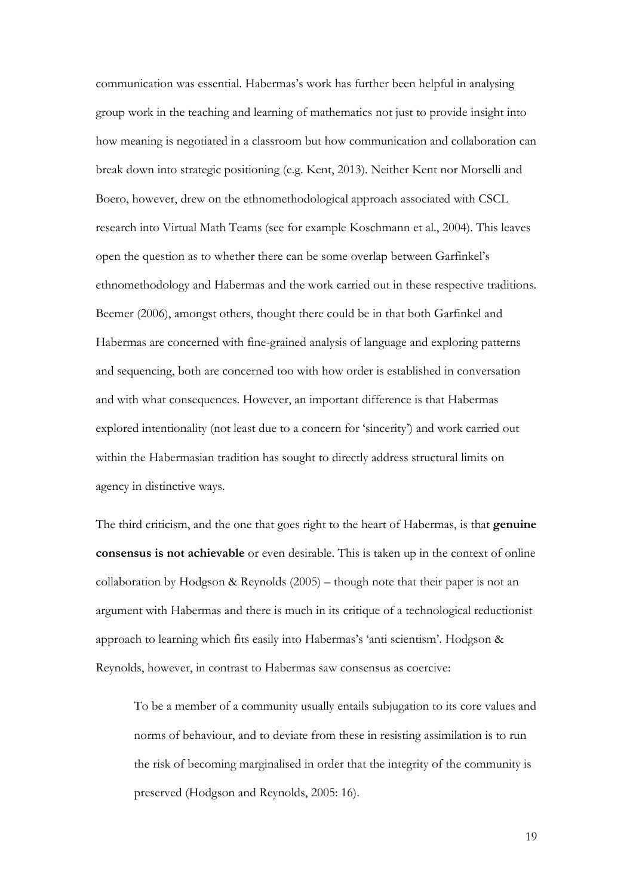communication was essential. Habermas's work has further been helpful in analysing group work in the teaching and learning of mathematics not just to provide insight into how meaning is negotiated in a classroom but how communication and collaboration can break down into strategic positioning (e.g. Kent, 2013). Neither Kent nor Morselli and Boero, however, drew on the ethnomethodological approach associated with CSCL research into Virtual Math Teams (see for example Koschmann et al., 2004). This leaves open the question as to whether there can be some overlap between Garfinkel's ethnomethodology and Habermas and the work carried out in these respective traditions. Beemer (2006), amongst others, thought there could be in that both Garfinkel and Habermas are concerned with fine-grained analysis of language and exploring patterns and sequencing, both are concerned too with how order is established in conversation and with what consequences. However, an important difference is that Habermas explored intentionality (not least due to a concern for 'sincerity') and work carried out within the Habermasian tradition has sought to directly address structural limits on agency in distinctive ways.

The third criticism, and the one that goes right to the heart of Habermas, is that **genuine consensus is not achievable** or even desirable. This is taken up in the context of online collaboration by Hodgson & Reynolds (2005) – though note that their paper is not an argument with Habermas and there is much in its critique of a technological reductionist approach to learning which fits easily into Habermas's 'anti scientism'. Hodgson & Reynolds, however, in contrast to Habermas saw consensus as coercive:

> To be a member of a community usually entails subjugation to its core values and norms of behaviour, and to deviate from these in resisting assimilation is to run the risk of becoming marginalised in order that the integrity of the community is preserved (Hodgson and Reynolds, 2005: 16).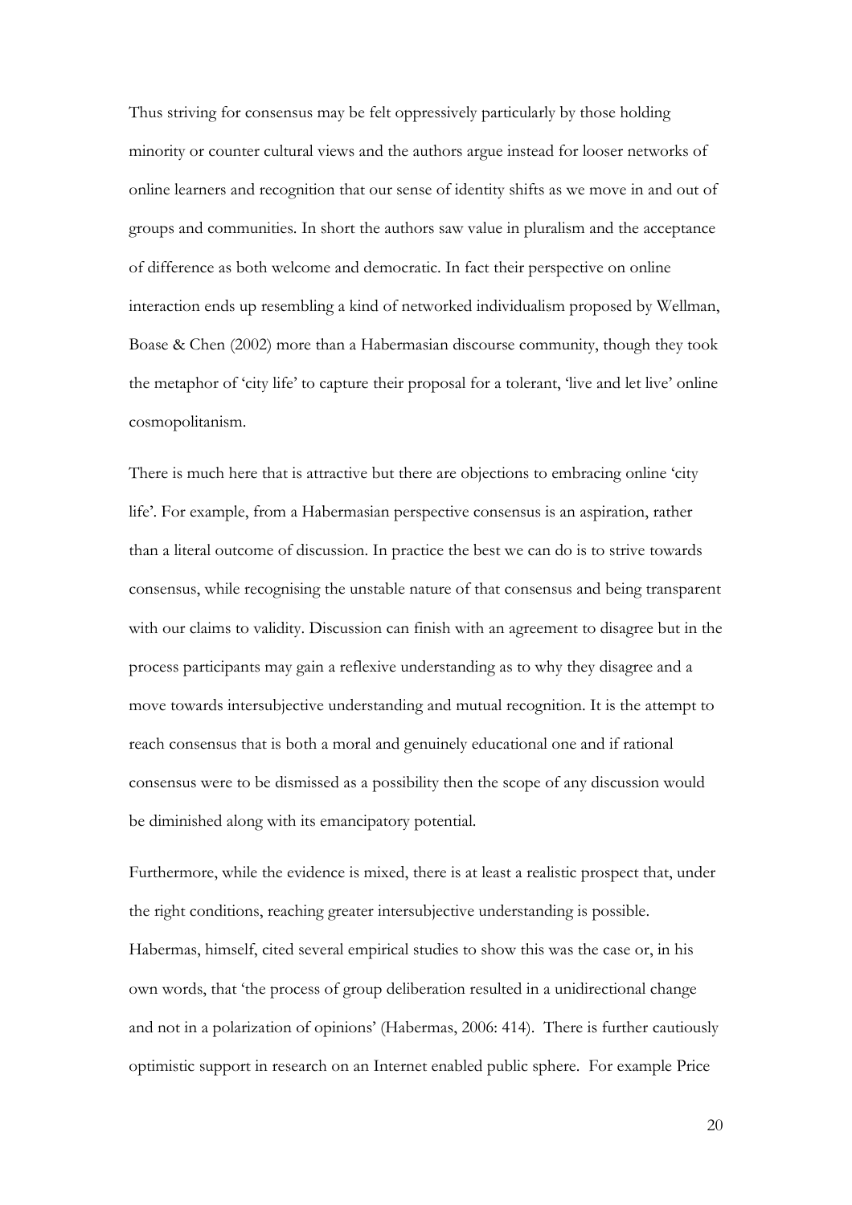Thus striving for consensus may be felt oppressively particularly by those holding minority or counter cultural views and the authors argue instead for looser networks of online learners and recognition that our sense of identity shifts as we move in and out of groups and communities. In short the authors saw value in pluralism and the acceptance of difference as both welcome and democratic. In fact their perspective on online interaction ends up resembling a kind of networked individualism proposed by Wellman, Boase & Chen (2002) more than a Habermasian discourse community, though they took the metaphor of 'city life' to capture their proposal for a tolerant, 'live and let live' online cosmopolitanism.

There is much here that is attractive but there are objections to embracing online 'city life'. For example, from a Habermasian perspective consensus is an aspiration, rather than a literal outcome of discussion. In practice the best we can do is to strive towards consensus, while recognising the unstable nature of that consensus and being transparent with our claims to validity. Discussion can finish with an agreement to disagree but in the process participants may gain a reflexive understanding as to why they disagree and a move towards intersubjective understanding and mutual recognition. It is the attempt to reach consensus that is both a moral and genuinely educational one and if rational consensus were to be dismissed as a possibility then the scope of any discussion would be diminished along with its emancipatory potential.

Furthermore, while the evidence is mixed, there is at least a realistic prospect that, under the right conditions, reaching greater intersubjective understanding is possible. Habermas, himself, cited several empirical studies to show this was the case or, in his own words, that 'the process of group deliberation resulted in a unidirectional change and not in a polarization of opinions' (Habermas, 2006: 414). There is further cautiously optimistic support in research on an Internet enabled public sphere. For example Price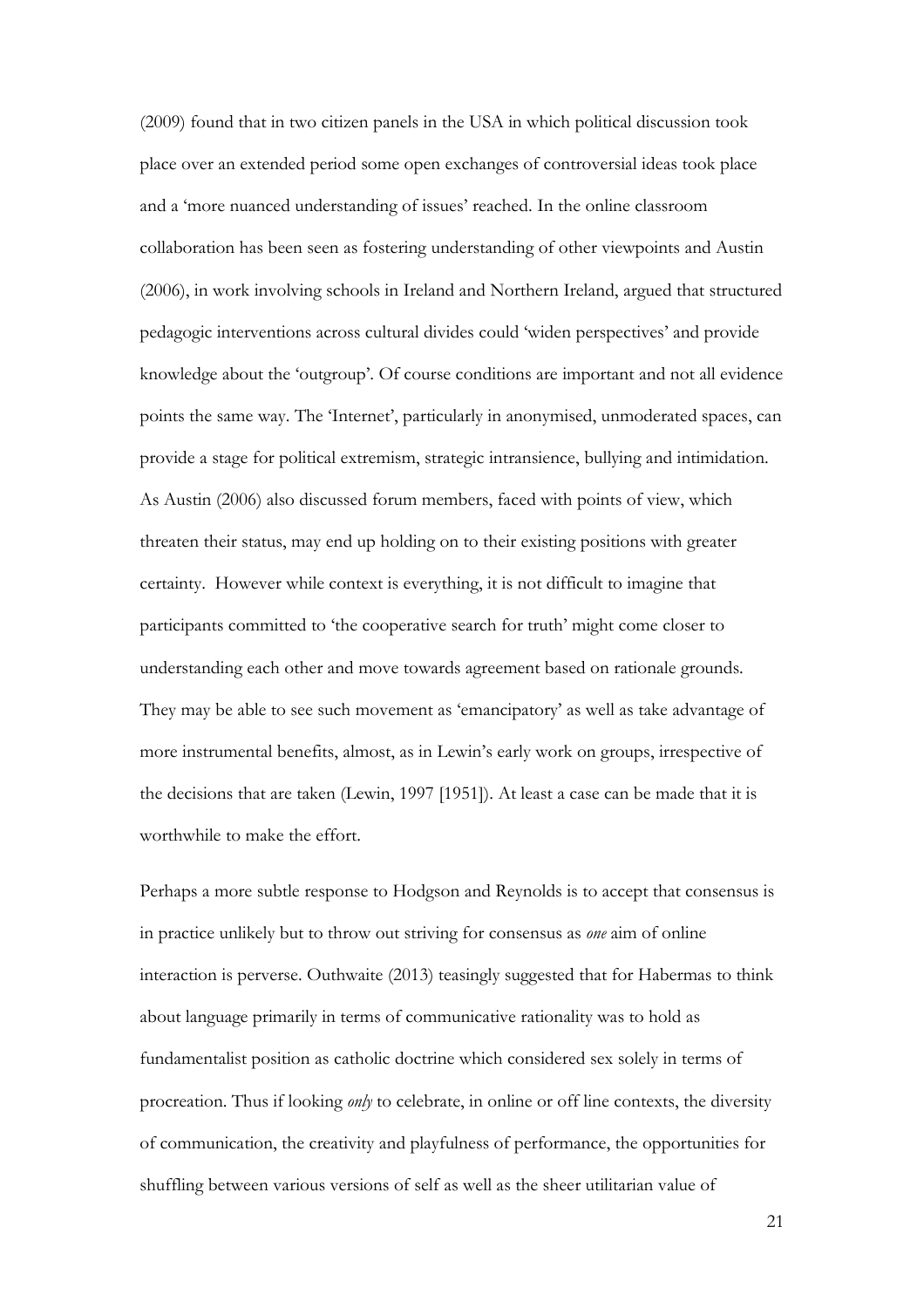(2009) found that in two citizen panels in the USA in which political discussion took place over an extended period some open exchanges of controversial ideas took place and a 'more nuanced understanding of issues' reached. In the online classroom collaboration has been seen as fostering understanding of other viewpoints and Austin (2006), in work involving schools in Ireland and Northern Ireland, argued that structured pedagogic interventions across cultural divides could 'widen perspectives' and provide knowledge about the 'outgroup'. Of course conditions are important and not all evidence points the same way. The 'Internet', particularly in anonymised, unmoderated spaces, can provide a stage for political extremism, strategic intransience, bullying and intimidation. As Austin (2006) also discussed forum members, faced with points of view, which threaten their status, may end up holding on to their existing positions with greater certainty. However while context is everything, it is not difficult to imagine that participants committed to 'the cooperative search for truth' might come closer to understanding each other and move towards agreement based on rationale grounds. They may be able to see such movement as 'emancipatory' as well as take advantage of more instrumental benefits, almost, as in Lewin's early work on groups, irrespective of the decisions that are taken (Lewin, 1997 [1951]). At least a case can be made that it is worthwhile to make the effort.

Perhaps a more subtle response to Hodgson and Reynolds is to accept that consensus is in practice unlikely but to throw out striving for consensus as *one* aim of online interaction is perverse. Outhwaite (2013) teasingly suggested that for Habermas to think about language primarily in terms of communicative rationality was to hold as fundamentalist position as catholic doctrine which considered sex solely in terms of procreation. Thus if looking *only* to celebrate, in online or off line contexts, the diversity of communication, the creativity and playfulness of performance, the opportunities for shuffling between various versions of self as well as the sheer utilitarian value of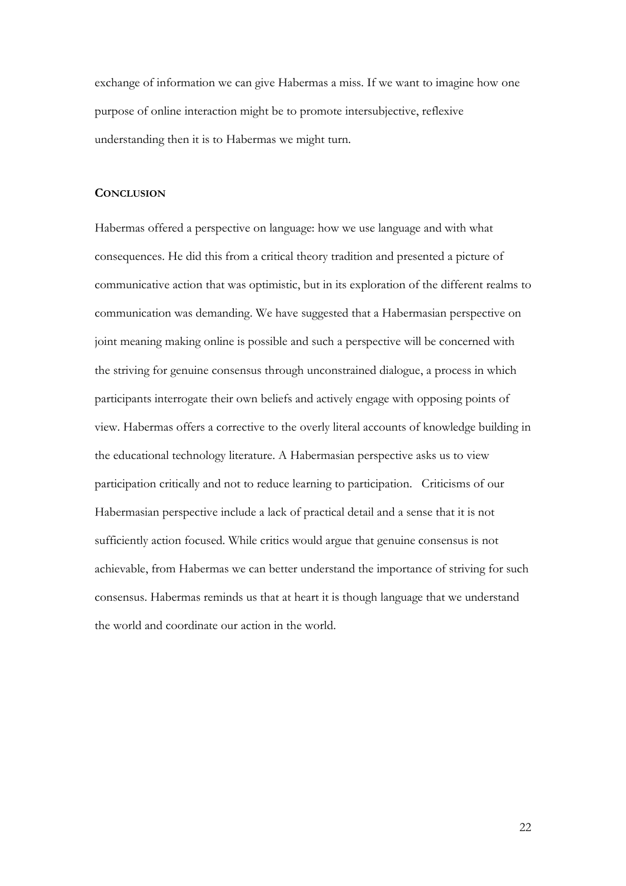exchange of information we can give Habermas a miss. If we want to imagine how one purpose of online interaction might be to promote intersubjective, reflexive understanding then it is to Habermas we might turn.

## CONCLUSION

Habermas offered a perspective on language: how we use language and with what consequences. He did this from a critical theory tradition and presented a picture of communicative action that was optimistic, but in its exploration of the different realms to communication was demanding. We have suggested that a Habermasian perspective on joint meaning making online is possible and such a perspective will be concerned with the striving for genuine consensus through unconstrained dialogue, a process in which participants interrogate their own beliefs and actively engage with opposing points of view. Habermas offers a corrective to the overly literal accounts of knowledge building in the educational technology literature. A Habermasian perspective asks us to view participation critically and not to reduce learning to participation. Criticisms of our Habermasian perspective include a lack of practical detail and a sense that it is not sufficiently action focused. While critics would argue that genuine consensus is not achievable, from Habermas we can better understand the importance of striving for such consensus. Habermas reminds us that at heart it is though language that we understand the world and coordinate our action in the world.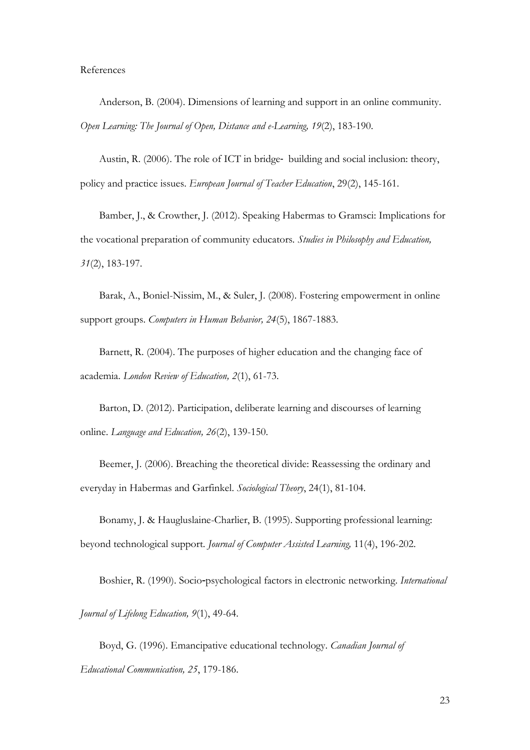References

Anderson, B. (2004). Dimensions of learning and support in an online community. *Open Learning: The Journal of Open, Distance and e-Learning, 19*(2), 183-190.

Austin, R. (2006). The role of ICT in bridge‐ building and social inclusion: theory, policy and practice issues. *European Journal of Teacher Education*, 29(2), 145-161.

Bamber, J., & Crowther, J. (2012). Speaking Habermas to Gramsci: Implications for the vocational preparation of community educators. *Studies in Philosophy and Education, 31*(2), 183-197.

Barak, A., Boniel-Nissim, M., & Suler, J. (2008). Fostering empowerment in online support groups. *Computers in Human Behavior, 24*(5), 1867-1883.

Barnett, R. (2004). The purposes of higher education and the changing face of academia. *London Review of Education, 2*(1), 61-73.

Barton, D. (2012). Participation, deliberate learning and discourses of learning online. *Language and Education, 26*(2), 139-150.

Beemer, J. (2006). Breaching the theoretical divide: Reassessing the ordinary and everyday in Habermas and Garfinkel. *Sociological Theory*, 24(1), 81-104.

Bonamy, J. & Haugluslaine-Charlier, B. (1995). Supporting professional learning: beyond technological support. *Journal of Computer Assisted Learning,* 11(4), 196-202.

Boshier, R. (1990). Socio‐psychological factors in electronic networking. *International Journal of Lifelong Education, 9*(1), 49-64.

Boyd, G. (1996). Emancipative educational technology. *Canadian Journal of Educational Communication, 25*, 179-186.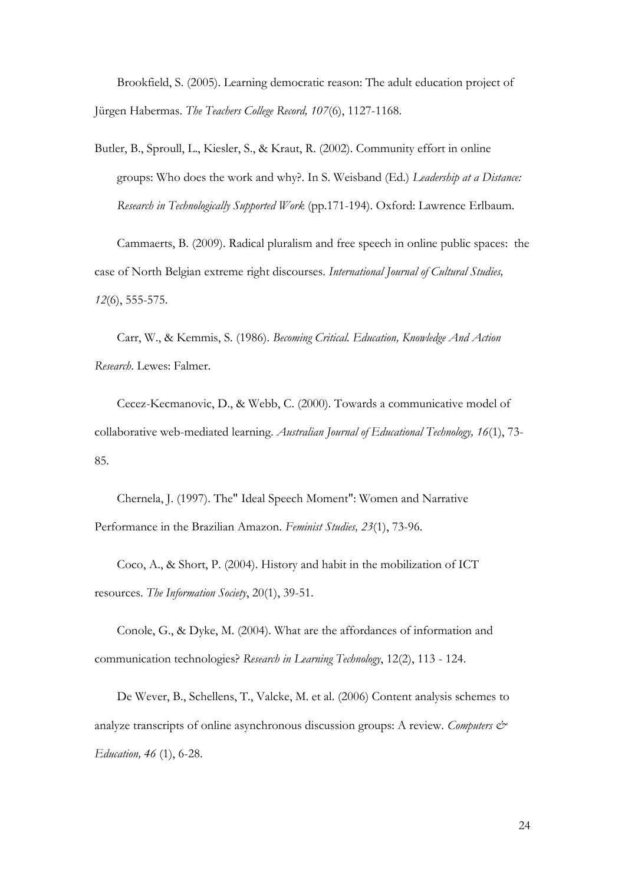Brookfield, S. (2005). Learning democratic reason: The adult education project of Jürgen Habermas. *The Teachers College Record, 107*(6), 1127-1168.

Butler, B., Sproull, L., Kiesler, S., & Kraut, R. (2002). Community effort in online groups: Who does the work and why?. In S. Weisband (Ed.) *Leadership at a Distance: Research in Technologically Supported Work* (pp.171-194). Oxford: Lawrence Erlbaum.

Cammaerts, B. (2009). Radical pluralism and free speech in online public spaces: the case of North Belgian extreme right discourses. *International Journal of Cultural Studies, 12*(6), 555-575.

Carr, W., & Kemmis, S. (1986). *Becoming Critical. Education, Knowledge And Action Research*. Lewes: Falmer.

Cecez-Kecmanovic, D., & Webb, C. (2000). Towards a communicative model of collaborative web-mediated learning. *Australian Journal of Educational Technology, 16*(1), 73-85.

Chernela, J. (1997). The" Ideal Speech Moment": Women and Narrative Performance in the Brazilian Amazon. *Feminist Studies, 23*(1), 73-96.

Coco, A., & Short, P. (2004). History and habit in the mobilization of ICT resources. *The Information Society*, 20(1), 39-51.

Conole, G., & Dyke, M. (2004). What are the affordances of information and communication technologies? *Research in Learning Technology*, 12(2), 113 - 124.

De Wever, B., Schellens, T., Valcke, M. et al. (2006) Content analysis schemes to analyze transcripts of online asynchronous discussion groups: A review. *Computers & Education, 46* (1), 6-28.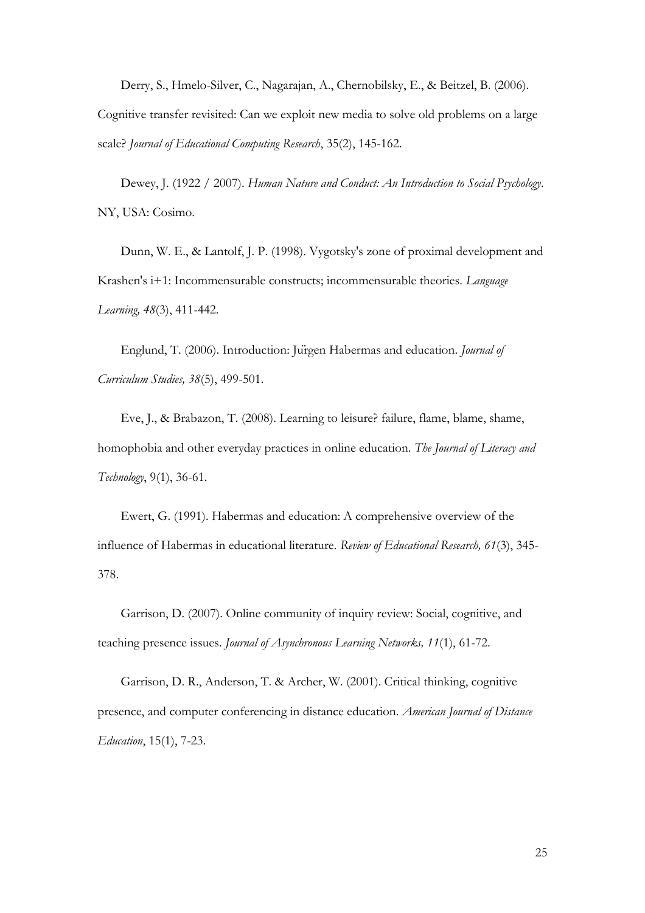Derry, S., Hmelo-Silver, C., Nagarajan, A., Chernobilsky, E., & Beitzel, B. (2006). Cognitive transfer revisited: Can we exploit new media to solve old problems on a large scale? *Journal of Educational Computing Research*, 35(2), 145-162.

Dewey, J. (1922 / 2007). *Human Nature and Conduct: An Introduction to Social Psychology*. NY, USA: Cosimo.

Dunn, W. E., & Lantolf, J. P. (1998). Vygotsky's zone of proximal development and Krashen's i+1: Incommensurable constructs; incommensurable theories. *Language Learning, 48*(3), 411-442.

Englund, T. (2006). Introduction: Jürgen Habermas and education. *Journal of Curriculum Studies, 38*(5), 499-501.

Eve, J., & Brabazon, T. (2008). Learning to leisure? failure, flame, blame, shame, homophobia and other everyday practices in online education. *The Journal of Literacy and Technology*, 9(1), 36-61.

Ewert, G. (1991). Habermas and education: A comprehensive overview of the influence of Habermas in educational literature. *Review of Educational Research, 61*(3), 345-378.

Garrison, D. (2007). Online community of inquiry review: Social, cognitive, and teaching presence issues. *Journal of Asynchronous Learning Networks, 11*(1), 61-72.

Garrison, D. R., Anderson, T. & Archer, W. (2001). Critical thinking, cognitive presence, and computer conferencing in distance education. *American Journal of Distance Education*, 15(1), 7-23.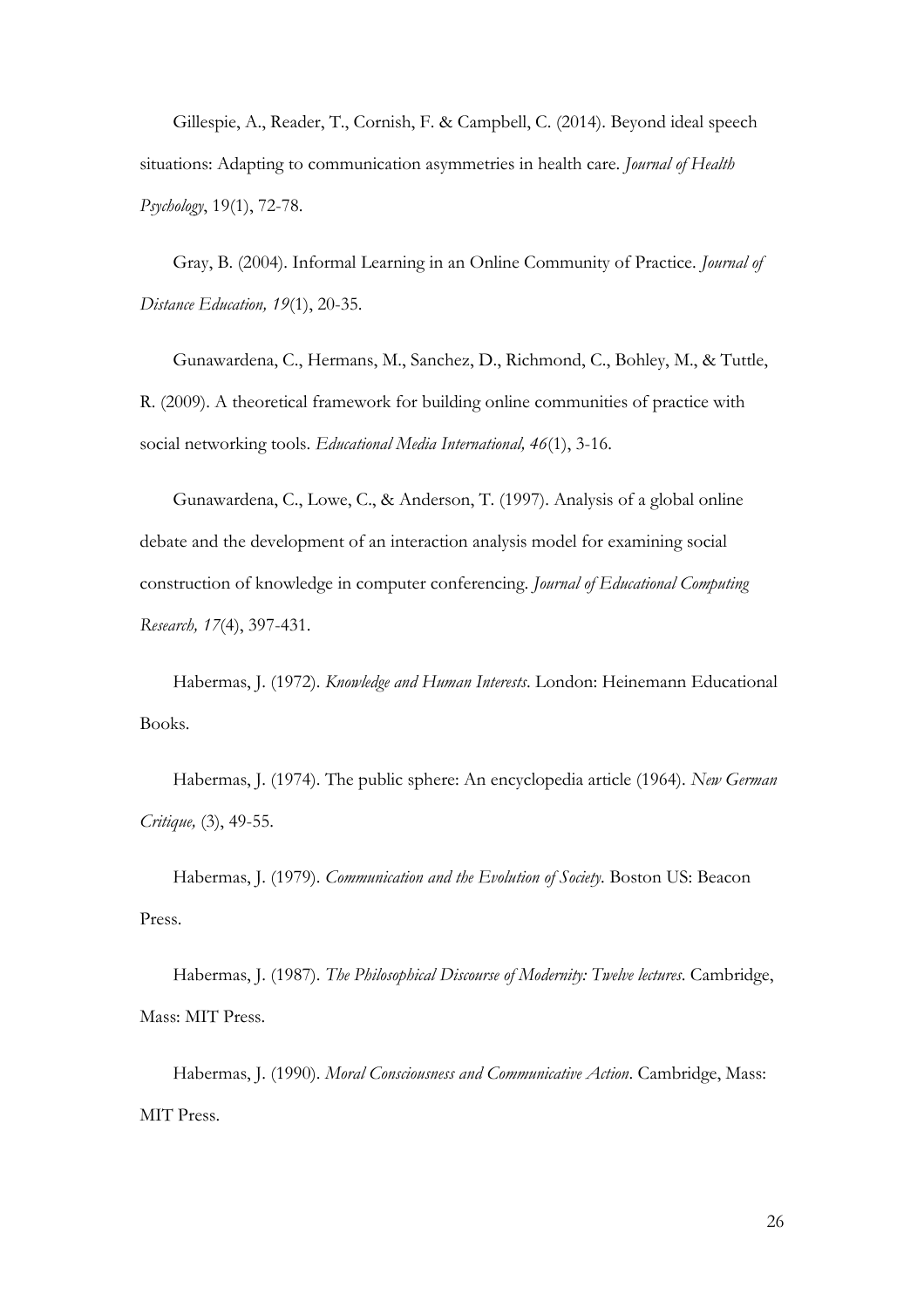Gillespie, A., Reader, T., Cornish, F. & Campbell, C. (2014). Beyond ideal speech situations: Adapting to communication asymmetries in health care. *Journal of Health Psychology*, 19(1), 72-78.

Gray, B. (2004). Informal Learning in an Online Community of Practice. *Journal of Distance Education, 19*(1), 20-35.

Gunawardena, C., Hermans, M., Sanchez, D., Richmond, C., Bohley, M., & Tuttle, R. (2009). A theoretical framework for building online communities of practice with social networking tools. *Educational Media International, 46*(1), 3-16.

Gunawardena, C., Lowe, C., & Anderson, T. (1997). Analysis of a global online debate and the development of an interaction analysis model for examining social construction of knowledge in computer conferencing. *Journal of Educational Computing Research, 17*(4), 397-431.

Habermas, J. (1972). *Knowledge and Human Interests*. London: Heinemann Educational Books.

Habermas, J. (1974). The public sphere: An encyclopedia article (1964). *New German Critique,* (3), 49-55.

Habermas, J. (1979). *Communication and the Evolution of Society*. Boston US: Beacon Press.

Habermas, J. (1987). *The Philosophical Discourse of Modernity: Twelve lectures*. Cambridge, Mass: MIT Press.

Habermas, J. (1990). *Moral Consciousness and Communicative Action*. Cambridge, Mass: MIT Press.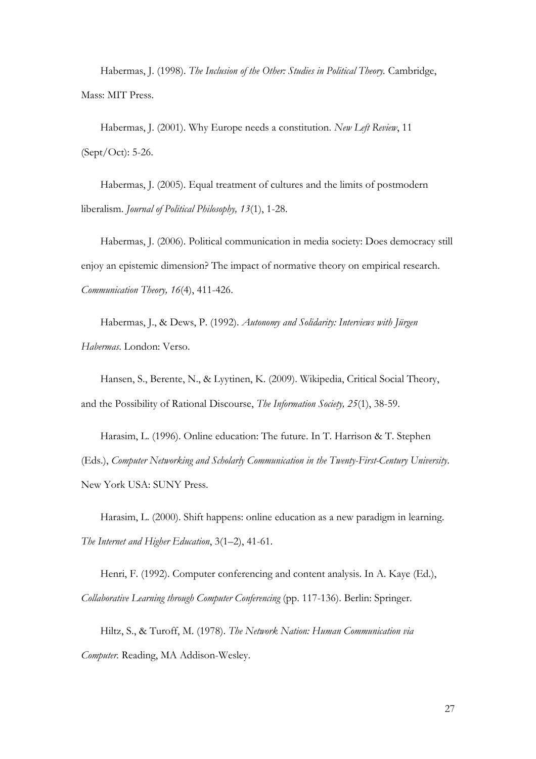Habermas, J. (1998). *The Inclusion of the Other: Studies in Political Theory.* Cambridge, Mass: MIT Press.

Habermas, J. (2001). Why Europe needs a constitution. *New Left Review*, 11 (Sept/Oct): 5-26.

Habermas, J. (2005). Equal treatment of cultures and the limits of postmodern liberalism. *Journal of Political Philosophy, 13*(1), 1-28.

Habermas, J. (2006). Political communication in media society: Does democracy still enjoy an epistemic dimension? The impact of normative theory on empirical research. *Communication Theory, 16*(4), 411-426.

Habermas, J., & Dews, P. (1992). *Autonomy and Solidarity: Interviews with Jürgen Habermas*. London: Verso.

Hansen, S., Berente, N., & Lyytinen, K. (2009). Wikipedia, Critical Social Theory, and the Possibility of Rational Discourse, *The Information Society, 25*(1), 38-59.

Harasim, L. (1996). Online education: The future. In T. Harrison & T. Stephen (Eds.), *Computer Networking and Scholarly Communication in the Twenty-First-Century University*. New York USA: SUNY Press.

Harasim, L. (2000). Shift happens: online education as a new paradigm in learning. *The Internet and Higher Education*, 3(1–2), 41-61.

Henri, F. (1992). Computer conferencing and content analysis. In A. Kaye (Ed.), *Collaborative Learning through Computer Conferencing* (pp. 117-136). Berlin: Springer.

Hiltz, S., & Turoff, M. (1978). *The Network Nation: Human Communication via Computer.* Reading, MA Addison-Wesley.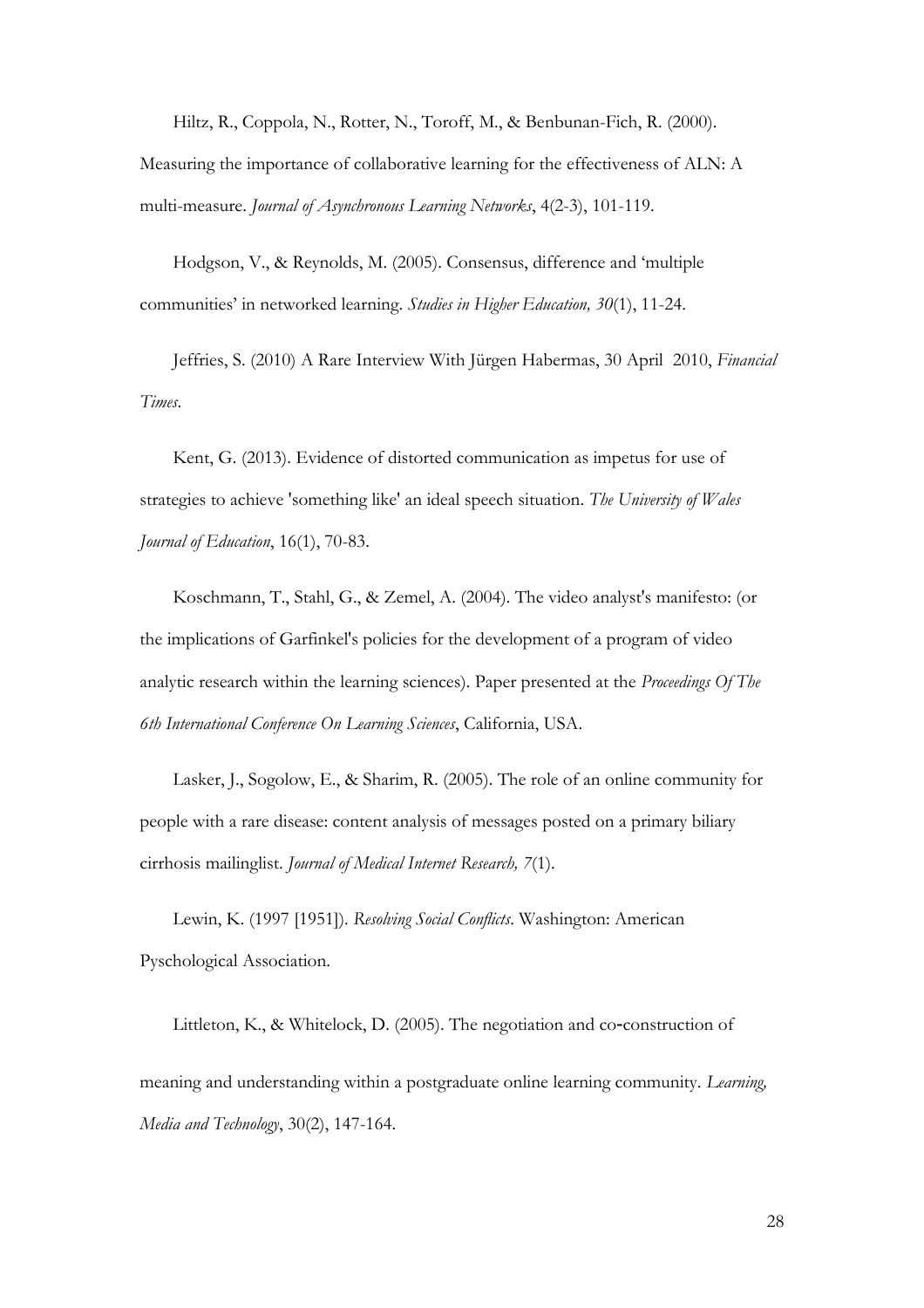Hiltz, R., Coppola, N., Rotter, N., Toroff, M., & Benbunan-Fich, R. (2000). Measuring the importance of collaborative learning for the effectiveness of ALN: A multi-measure. *Journal of Asynchronous Learning Networks*, 4(2-3), 101-119.

Hodgson, V., & Reynolds, M. (2005). Consensus, difference and 'multiple communities' in networked learning. *Studies in Higher Education, 30*(1), 11-24.

Jeffries, S. (2010) A Rare Interview With Jürgen Habermas, 30 April 2010, *Financial Times*.

Kent, G. (2013). Evidence of distorted communication as impetus for use of strategies to achieve 'something like' an ideal speech situation. *The University of Wales Journal of Education*, 16(1), 70-83.

Koschmann, T., Stahl, G., & Zemel, A. (2004). The video analyst's manifesto: (or the implications of Garfinkel's policies for the development of a program of video analytic research within the learning sciences). Paper presented at the *Proceedings Of The 6th International Conference On Learning Sciences*, California, USA.

Lasker, J., Sogolow, E., & Sharim, R. (2005). The role of an online community for people with a rare disease: content analysis of messages posted on a primary biliary cirrhosis mailinglist. *Journal of Medical Internet Research, 7*(1).

Lewin, K. (1997 [1951]). *Resolving Social Conflicts*. Washington: American Pyschological Association.

Littleton, K., & Whitelock, D. (2005). The negotiation and co-construction of meaning and understanding within a postgraduate online learning community. *Learning, Media and Technology*, 30(2), 147-164.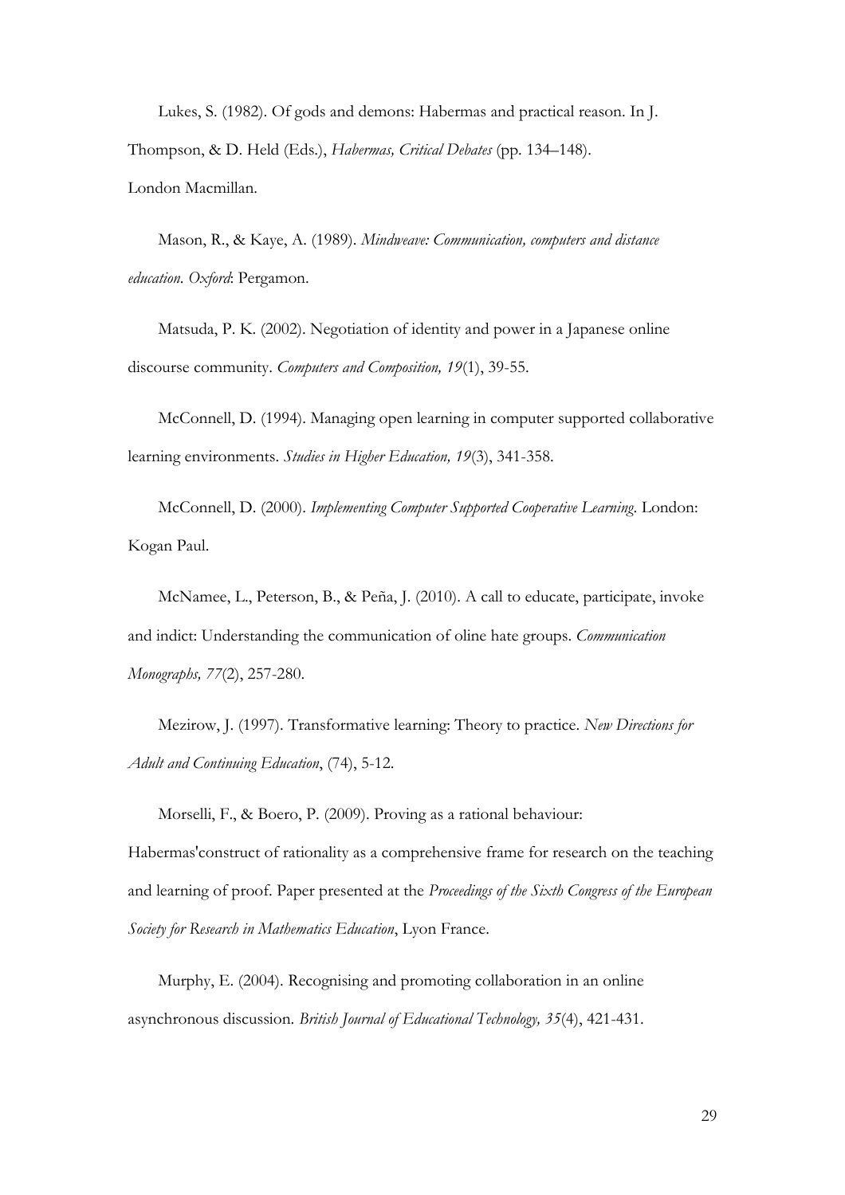Lukes, S. (1982). Of gods and demons: Habermas and practical reason. In J. Thompson, & D. Held (Eds.), *Habermas, Critical Debates* (pp. 134–148). London Macmillan.

Mason, R., & Kaye, A. (1989). *Mindweave: Communication, computers and distance education. Oxford*: Pergamon.

Matsuda, P. K. (2002). Negotiation of identity and power in a Japanese online discourse community. *Computers and Composition, 19*(1), 39-55.

McConnell, D. (1994). Managing open learning in computer supported collaborative learning environments. *Studies in Higher Education, 19*(3), 341-358.

McConnell, D. (2000). *Implementing Computer Supported Cooperative Learning*. London: Kogan Paul.

McNamee, L., Peterson, B., & Peña, J. (2010). A call to educate, participate, invoke and indict: Understanding the communication of oline hate groups. *Communication Monographs, 77*(2), 257-280.

Mezirow, J. (1997). Transformative learning: Theory to practice. *New Directions for Adult and Continuing Education*, (74), 5-12.

Morselli, F., & Boero, P. (2009). Proving as a rational behaviour: Habermas'construct of rationality as a comprehensive frame for research on the teaching and learning of proof. Paper presented at the *Proceedings of the Sixth Congress of the European Society for Research in Mathematics Education*, Lyon France.

Murphy, E. (2004). Recognising and promoting collaboration in an online asynchronous discussion. *British Journal of Educational Technology, 35*(4), 421-431.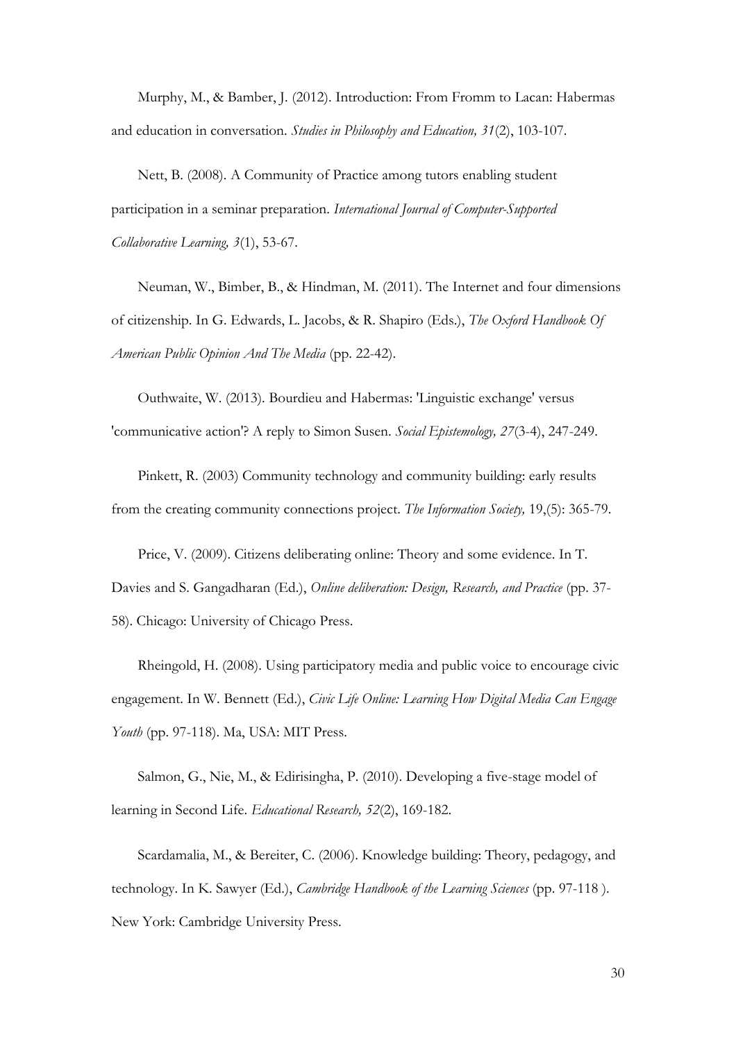Murphy, M., & Bamber, J. (2012). Introduction: From Fromm to Lacan: Habermas and education in conversation. *Studies in Philosophy and Education, 31*(2), 103-107.

Nett, B. (2008). A Community of Practice among tutors enabling student participation in a seminar preparation. *International Journal of Computer-Supported Collaborative Learning, 3*(1), 53-67.

Neuman, W., Bimber, B., & Hindman, M. (2011). The Internet and four dimensions of citizenship. In G. Edwards, L. Jacobs, & R. Shapiro (Eds.), *The Oxford Handbook Of American Public Opinion And The Media* (pp. 22-42).

Outhwaite, W. (2013). Bourdieu and Habermas: 'Linguistic exchange' versus 'communicative action'? A reply to Simon Susen. *Social Epistemology, 27*(3-4), 247-249.

Pinkett, R. (2003) Community technology and community building: early results from the creating community connections project. *The Information Society,* 19,(5): 365-79.

Price, V. (2009). Citizens deliberating online: Theory and some evidence. In T. Davies and S. Gangadharan (Ed.), *Online deliberation: Design, Research, and Practice* (pp. 37-58). Chicago: University of Chicago Press.

Rheingold, H. (2008). Using participatory media and public voice to encourage civic engagement. In W. Bennett (Ed.), *Civic Life Online: Learning How Digital Media Can Engage Youth* (pp. 97-118). Ma, USA: MIT Press.

Salmon, G., Nie, M., & Edirisingha, P. (2010). Developing a five-stage model of learning in Second Life. *Educational Research, 52*(2), 169-182.

Scardamalia, M., & Bereiter, C. (2006). Knowledge building: Theory, pedagogy, and technology. In K. Sawyer (Ed.), *Cambridge Handbook of the Learning Sciences* (pp. 97-118 ). New York: Cambridge University Press.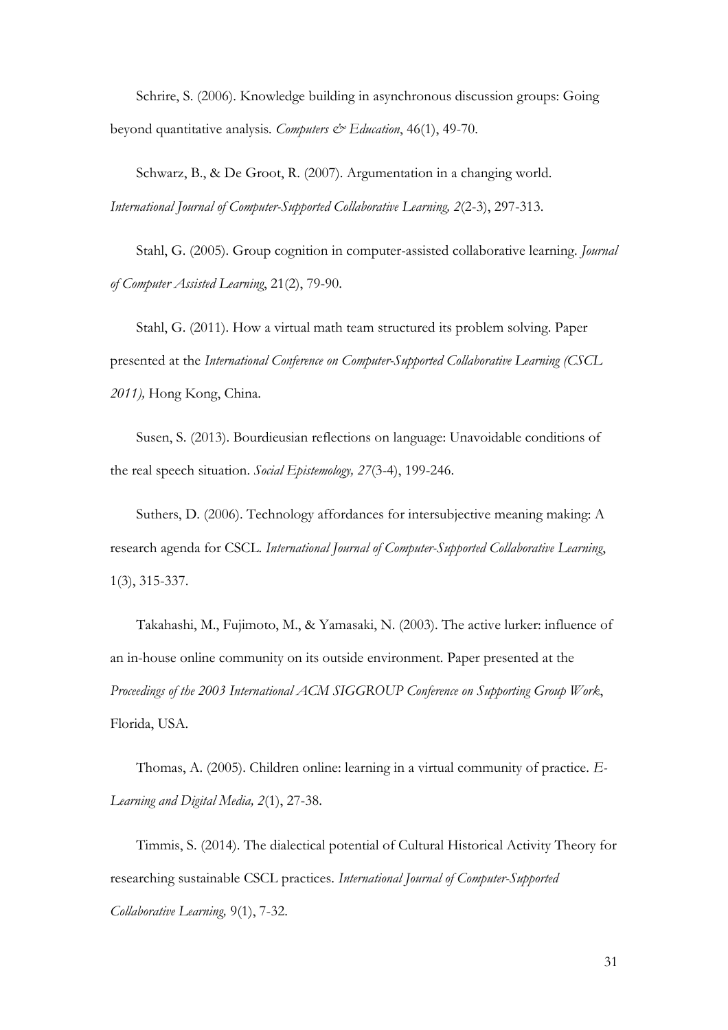Schrire, S. (2006). Knowledge building in asynchronous discussion groups: Going beyond quantitative analysis. *Computers & Education*, 46(1), 49-70.

Schwarz, B., & De Groot, R. (2007). Argumentation in a changing world. *International Journal of Computer-Supported Collaborative Learning, 2*(2-3), 297-313.

Stahl, G. (2005). Group cognition in computer-assisted collaborative learning. *Journal of Computer Assisted Learning*, 21(2), 79-90.

Stahl, G. (2011). How a virtual math team structured its problem solving. Paper presented at the *International Conference on Computer-Supported Collaborative Learning (CSCL 2011),* Hong Kong, China.

Susen, S. (2013). Bourdieusian reflections on language: Unavoidable conditions of the real speech situation. *Social Epistemology, 27*(3-4), 199-246.

Suthers, D. (2006). Technology affordances for intersubjective meaning making: A research agenda for CSCL. *International Journal of Computer-Supported Collaborative Learning*, 1(3), 315-337.

Takahashi, M., Fujimoto, M., & Yamasaki, N. (2003). The active lurker: influence of an in-house online community on its outside environment. Paper presented at the *Proceedings of the 2003 International ACM SIGGROUP Conference on Supporting Group Work*, Florida, USA.

Thomas, A. (2005). Children online: learning in a virtual community of practice. *E-Learning and Digital Media, 2*(1), 27-38.

Timmis, S. (2014). The dialectical potential of Cultural Historical Activity Theory for researching sustainable CSCL practices. *International Journal of Computer-Supported Collaborative Learning,* 9(1), 7-32.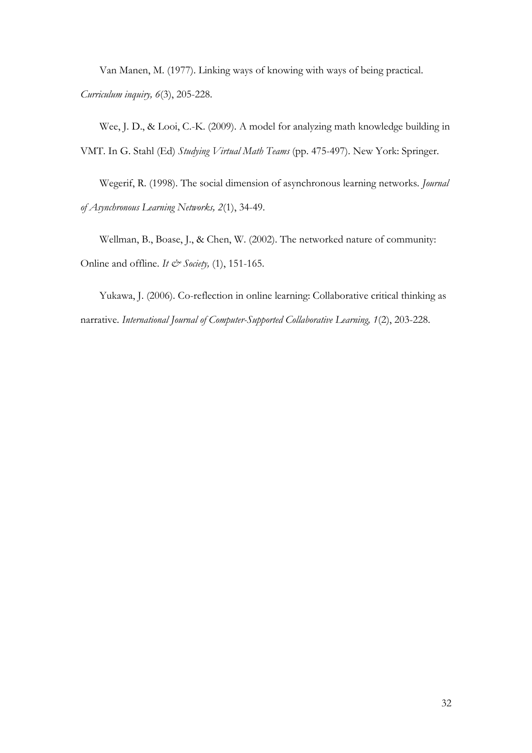Van Manen, M. (1977). Linking ways of knowing with ways of being practical. *Curriculum inquiry, 6*(3), 205-228.

Wee, J. D., & Looi, C.-K. (2009). A model for analyzing math knowledge building in VMT. In G. Stahl (Ed) *Studying Virtual Math Teams* (pp. 475-497). New York: Springer.

Wegerif, R. (1998). The social dimension of asynchronous learning networks. *Journal of Asynchronous Learning Networks, 2*(1), 34-49.

Wellman, B., Boase, J., & Chen, W. (2002). The networked nature of community: Online and offline. *It & Society,* (1), 151-165.

Yukawa, J. (2006). Co-reflection in online learning: Collaborative critical thinking as narrative. *International Journal of Computer-Supported Collaborative Learning, 1*(2), 203-228.